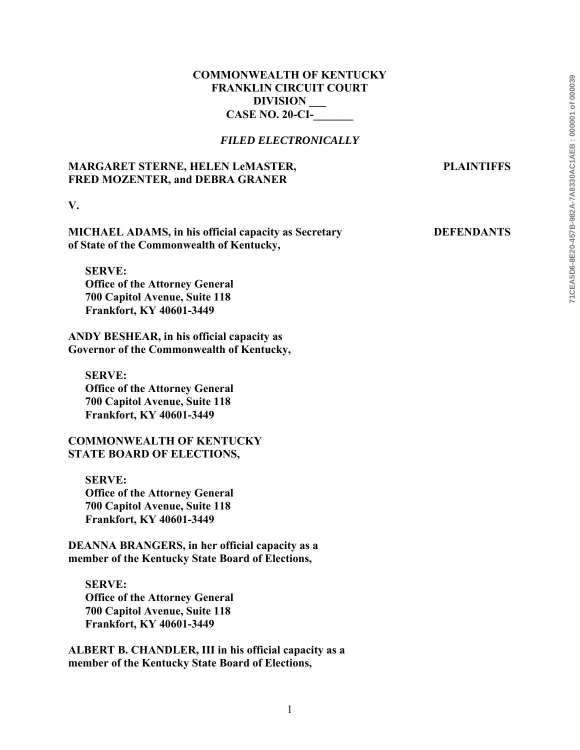**COMMONWEALTH OF KENTUCKY**
**FRANKLIN CIRCUIT COURT**
**DIVISION ___**
**CASE NO. 20-CI-_______**

***FILED ELECTRONICALLY***

**MARGARET STERNE, HELEN LeMASTER, FRED MOZENTER, and DEBRA GRANER** — **PLAINTIFFS**

**V.**

**MICHAEL ADAMS, in his official capacity as Secretary of State of the Commonwealth of Kentucky,** — **DEFENDANTS**

**SERVE:**
**Office of the Attorney General**
**700 Capitol Avenue, Suite 118**
**Frankfort, KY 40601-3449**

**ANDY BESHEAR, in his official capacity as Governor of the Commonwealth of Kentucky,**

**SERVE:**
**Office of the Attorney General**
**700 Capitol Avenue, Suite 118**
**Frankfort, KY 40601-3449**

**COMMONWEALTH OF KENTUCKY STATE BOARD OF ELECTIONS,**

**SERVE:**
**Office of the Attorney General**
**700 Capitol Avenue, Suite 118**
**Frankfort, KY 40601-3449**

**DEANNA BRANGERS, in her official capacity as a member of the Kentucky State Board of Elections,**

**SERVE:**
**Office of the Attorney General**
**700 Capitol Avenue, Suite 118**
**Frankfort, KY 40601-3449**

**ALBERT B. CHANDLER, III in his official capacity as a member of the Kentucky State Board of Elections,**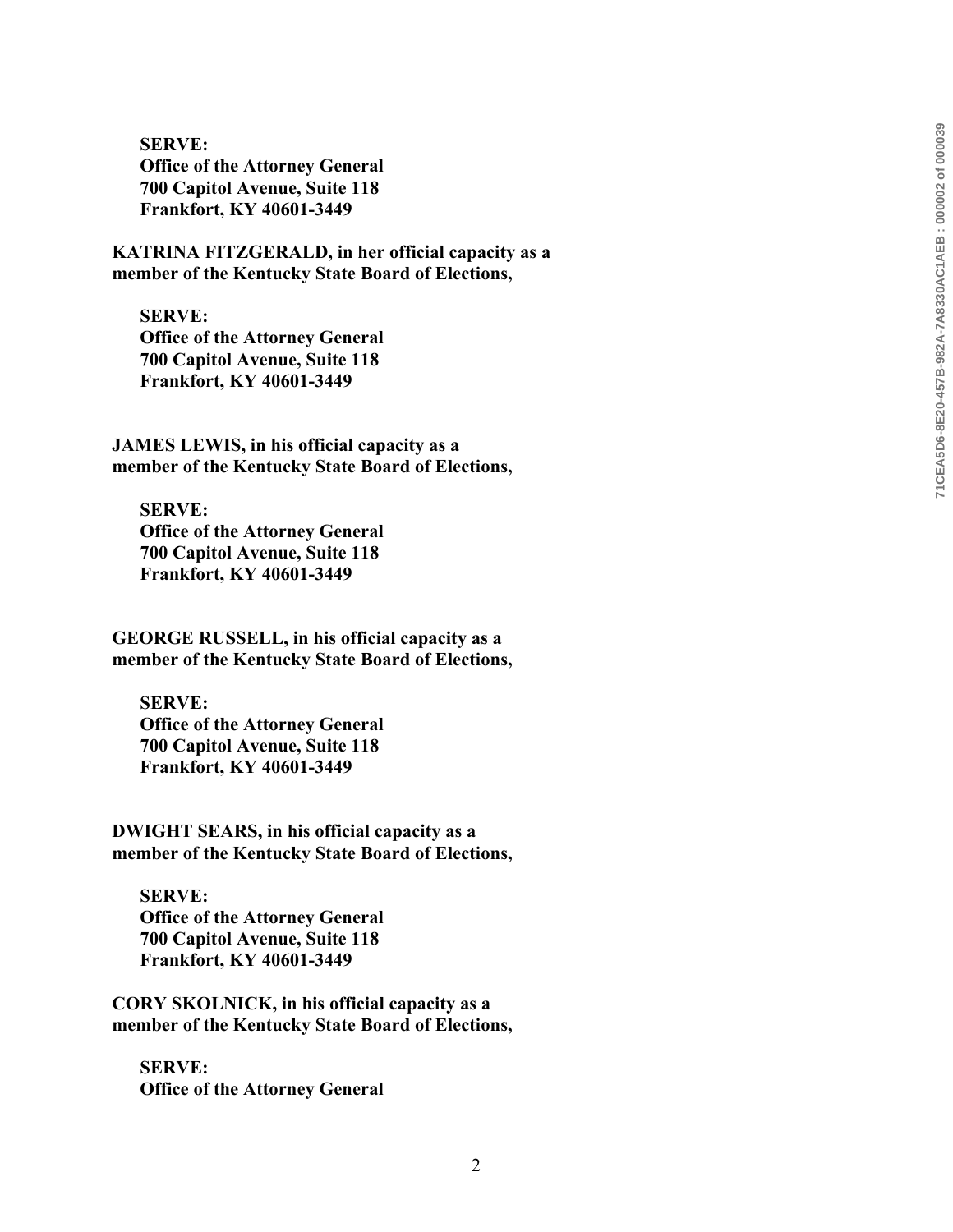**SERVE:**
**Office of the Attorney General**
**700 Capitol Avenue, Suite 118**
**Frankfort, KY 40601-3449**

**KATRINA FITZGERALD, in her official capacity as a member of the Kentucky State Board of Elections,**

**SERVE:**
**Office of the Attorney General**
**700 Capitol Avenue, Suite 118**
**Frankfort, KY 40601-3449**

**JAMES LEWIS, in his official capacity as a member of the Kentucky State Board of Elections,**

**SERVE:**
**Office of the Attorney General**
**700 Capitol Avenue, Suite 118**
**Frankfort, KY 40601-3449**

**GEORGE RUSSELL, in his official capacity as a member of the Kentucky State Board of Elections,**

**SERVE:**
**Office of the Attorney General**
**700 Capitol Avenue, Suite 118**
**Frankfort, KY 40601-3449**

**DWIGHT SEARS, in his official capacity as a member of the Kentucky State Board of Elections,**

**SERVE:**
**Office of the Attorney General**
**700 Capitol Avenue, Suite 118**
**Frankfort, KY 40601-3449**

**CORY SKOLNICK, in his official capacity as a member of the Kentucky State Board of Elections,**

**SERVE:**
**Office of the Attorney General**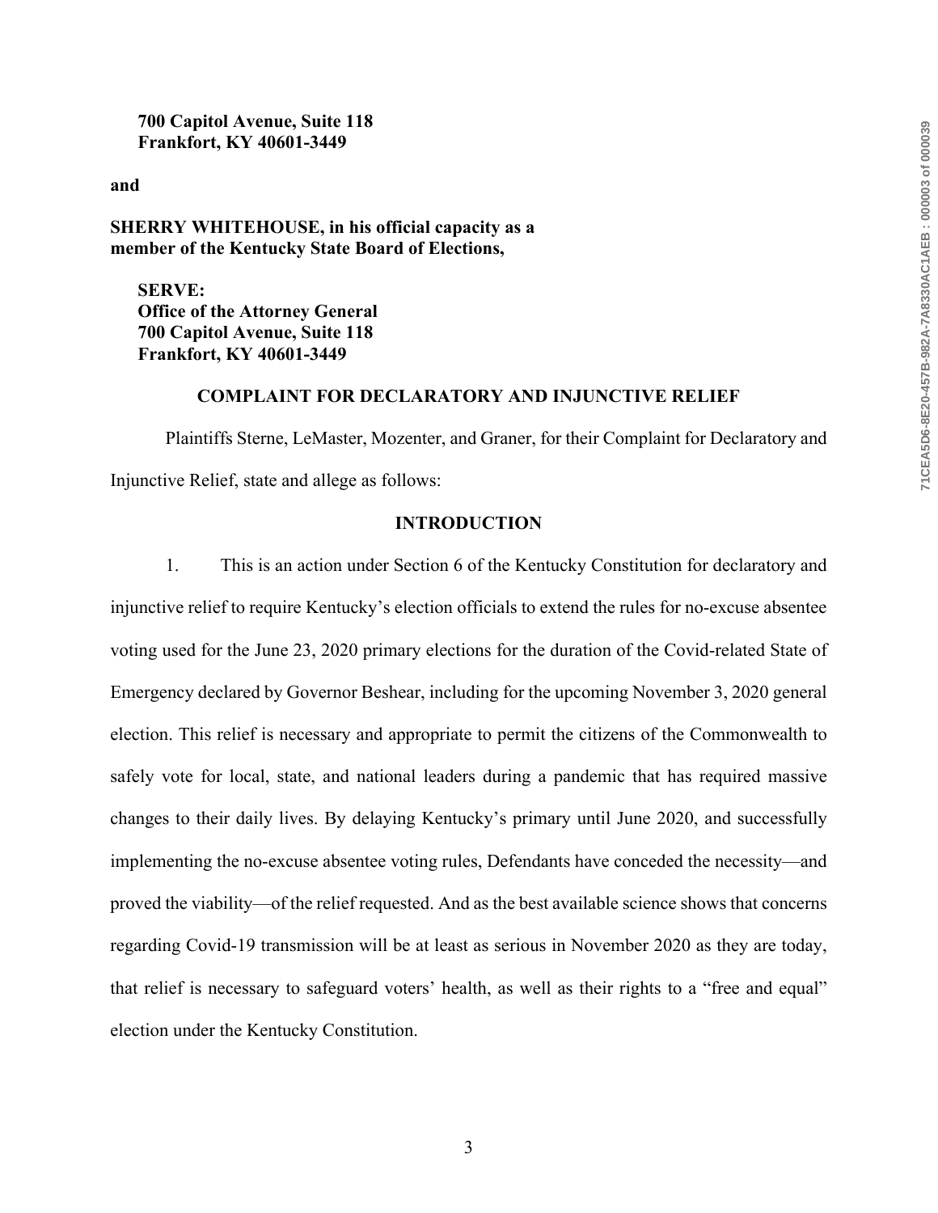**700 Capitol Avenue, Suite 118**
**Frankfort, KY 40601-3449**

**and**

**SHERRY WHITEHOUSE, in his official capacity as a member of the Kentucky State Board of Elections,**

**SERVE:**
**Office of the Attorney General**
**700 Capitol Avenue, Suite 118**
**Frankfort, KY 40601-3449**

## COMPLAINT FOR DECLARATORY AND INJUNCTIVE RELIEF

Plaintiffs Sterne, LeMaster, Mozenter, and Graner, for their Complaint for Declaratory and Injunctive Relief, state and allege as follows:

## INTRODUCTION

1. This is an action under Section 6 of the Kentucky Constitution for declaratory and injunctive relief to require Kentucky's election officials to extend the rules for no-excuse absentee voting used for the June 23, 2020 primary elections for the duration of the Covid-related State of Emergency declared by Governor Beshear, including for the upcoming November 3, 2020 general election. This relief is necessary and appropriate to permit the citizens of the Commonwealth to safely vote for local, state, and national leaders during a pandemic that has required massive changes to their daily lives. By delaying Kentucky's primary until June 2020, and successfully implementing the no-excuse absentee voting rules, Defendants have conceded the necessity—and proved the viability—of the relief requested. And as the best available science shows that concerns regarding Covid-19 transmission will be at least as serious in November 2020 as they are today, that relief is necessary to safeguard voters' health, as well as their rights to a "free and equal" election under the Kentucky Constitution.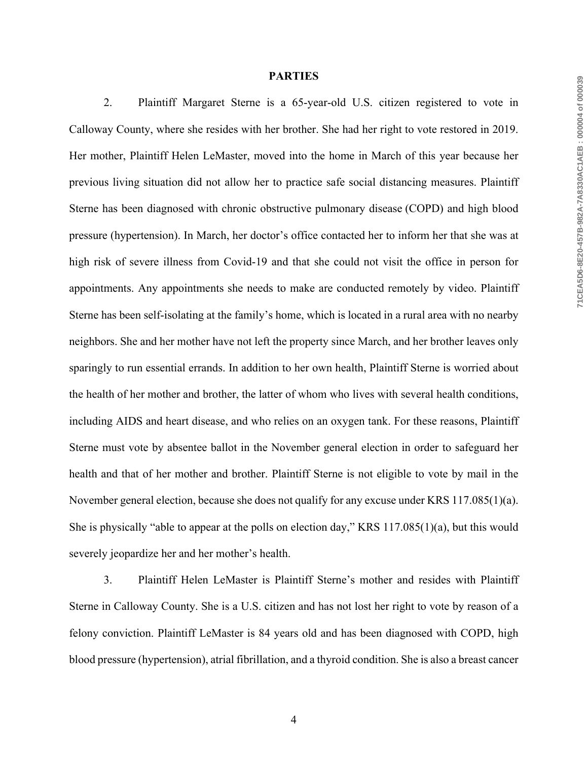## PARTIES

2. Plaintiff Margaret Sterne is a 65-year-old U.S. citizen registered to vote in Calloway County, where she resides with her brother. She had her right to vote restored in 2019. Her mother, Plaintiff Helen LeMaster, moved into the home in March of this year because her previous living situation did not allow her to practice safe social distancing measures. Plaintiff Sterne has been diagnosed with chronic obstructive pulmonary disease (COPD) and high blood pressure (hypertension). In March, her doctor's office contacted her to inform her that she was at high risk of severe illness from Covid-19 and that she could not visit the office in person for appointments. Any appointments she needs to make are conducted remotely by video. Plaintiff Sterne has been self-isolating at the family's home, which is located in a rural area with no nearby neighbors. She and her mother have not left the property since March, and her brother leaves only sparingly to run essential errands. In addition to her own health, Plaintiff Sterne is worried about the health of her mother and brother, the latter of whom who lives with several health conditions, including AIDS and heart disease, and who relies on an oxygen tank. For these reasons, Plaintiff Sterne must vote by absentee ballot in the November general election in order to safeguard her health and that of her mother and brother. Plaintiff Sterne is not eligible to vote by mail in the November general election, because she does not qualify for any excuse under KRS 117.085(1)(a). She is physically "able to appear at the polls on election day," KRS 117.085(1)(a), but this would severely jeopardize her and her mother's health.

3. Plaintiff Helen LeMaster is Plaintiff Sterne's mother and resides with Plaintiff Sterne in Calloway County. She is a U.S. citizen and has not lost her right to vote by reason of a felony conviction. Plaintiff LeMaster is 84 years old and has been diagnosed with COPD, high blood pressure (hypertension), atrial fibrillation, and a thyroid condition. She is also a breast cancer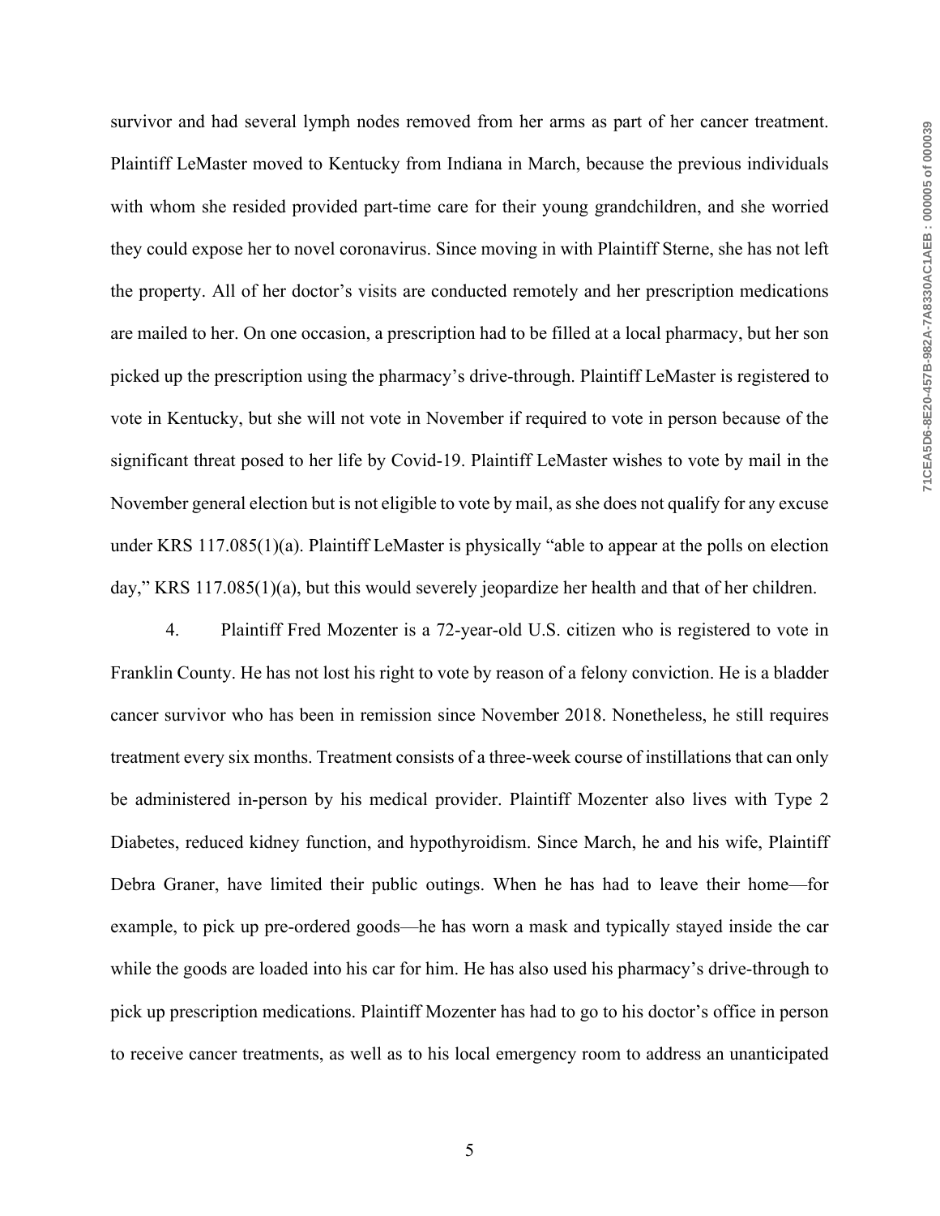survivor and had several lymph nodes removed from her arms as part of her cancer treatment. Plaintiff LeMaster moved to Kentucky from Indiana in March, because the previous individuals with whom she resided provided part-time care for their young grandchildren, and she worried they could expose her to novel coronavirus. Since moving in with Plaintiff Sterne, she has not left the property. All of her doctor's visits are conducted remotely and her prescription medications are mailed to her. On one occasion, a prescription had to be filled at a local pharmacy, but her son picked up the prescription using the pharmacy's drive-through. Plaintiff LeMaster is registered to vote in Kentucky, but she will not vote in November if required to vote in person because of the significant threat posed to her life by Covid-19. Plaintiff LeMaster wishes to vote by mail in the November general election but is not eligible to vote by mail, as she does not qualify for any excuse under KRS 117.085(1)(a). Plaintiff LeMaster is physically "able to appear at the polls on election day," KRS 117.085(1)(a), but this would severely jeopardize her health and that of her children.

4. Plaintiff Fred Mozenter is a 72-year-old U.S. citizen who is registered to vote in Franklin County. He has not lost his right to vote by reason of a felony conviction. He is a bladder cancer survivor who has been in remission since November 2018. Nonetheless, he still requires treatment every six months. Treatment consists of a three-week course of instillations that can only be administered in-person by his medical provider. Plaintiff Mozenter also lives with Type 2 Diabetes, reduced kidney function, and hypothyroidism. Since March, he and his wife, Plaintiff Debra Graner, have limited their public outings. When he has had to leave their home—for example, to pick up pre-ordered goods—he has worn a mask and typically stayed inside the car while the goods are loaded into his car for him. He has also used his pharmacy's drive-through to pick up prescription medications. Plaintiff Mozenter has had to go to his doctor's office in person to receive cancer treatments, as well as to his local emergency room to address an unanticipated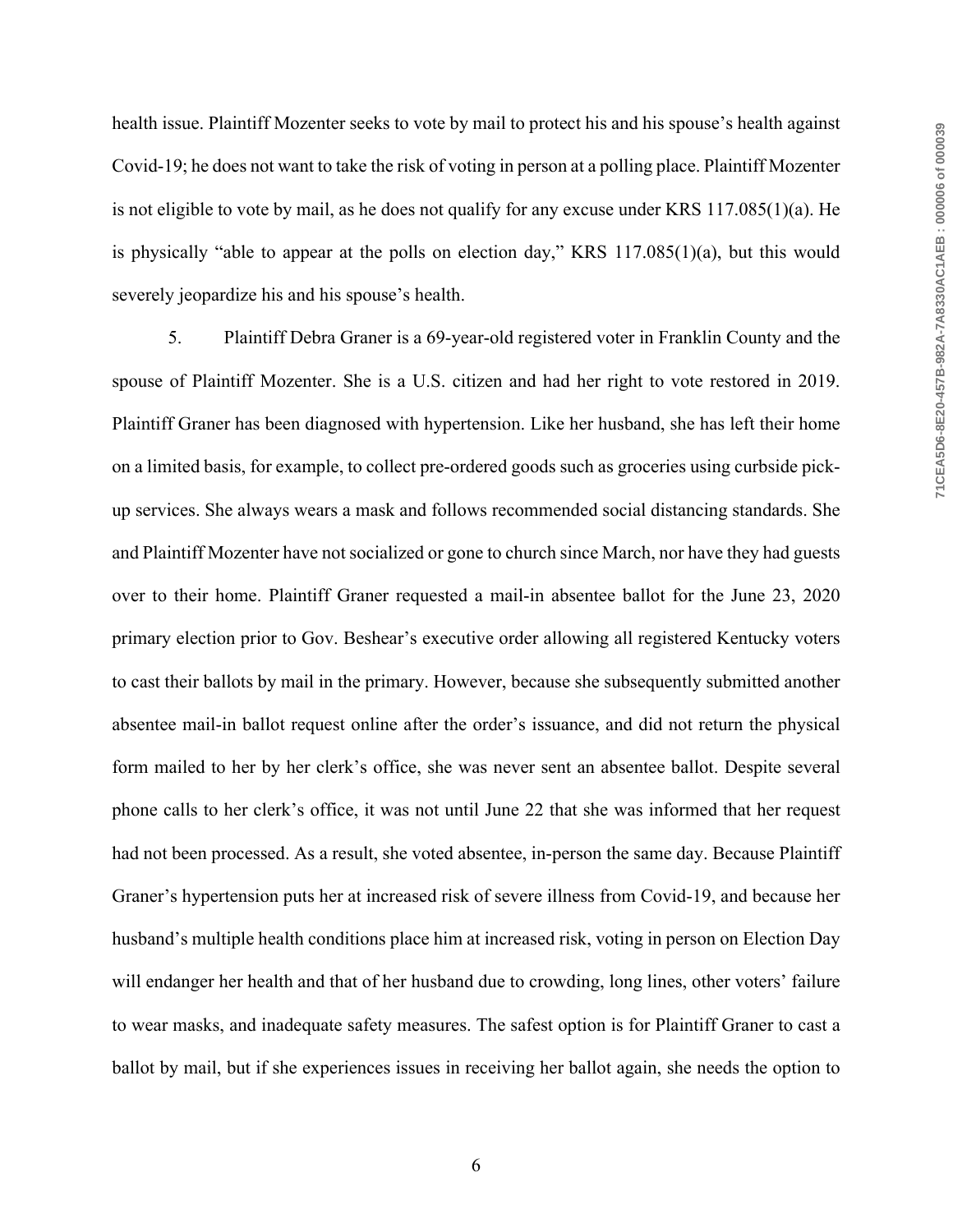health issue. Plaintiff Mozenter seeks to vote by mail to protect his and his spouse's health against Covid-19; he does not want to take the risk of voting in person at a polling place. Plaintiff Mozenter is not eligible to vote by mail, as he does not qualify for any excuse under KRS 117.085(1)(a). He is physically "able to appear at the polls on election day," KRS 117.085(1)(a), but this would severely jeopardize his and his spouse's health.

5. Plaintiff Debra Graner is a 69-year-old registered voter in Franklin County and the spouse of Plaintiff Mozenter. She is a U.S. citizen and had her right to vote restored in 2019. Plaintiff Graner has been diagnosed with hypertension. Like her husband, she has left their home on a limited basis, for example, to collect pre-ordered goods such as groceries using curbside pick-up services. She always wears a mask and follows recommended social distancing standards. She and Plaintiff Mozenter have not socialized or gone to church since March, nor have they had guests over to their home. Plaintiff Graner requested a mail-in absentee ballot for the June 23, 2020 primary election prior to Gov. Beshear's executive order allowing all registered Kentucky voters to cast their ballots by mail in the primary. However, because she subsequently submitted another absentee mail-in ballot request online after the order's issuance, and did not return the physical form mailed to her by her clerk's office, she was never sent an absentee ballot. Despite several phone calls to her clerk's office, it was not until June 22 that she was informed that her request had not been processed. As a result, she voted absentee, in-person the same day. Because Plaintiff Graner's hypertension puts her at increased risk of severe illness from Covid-19, and because her husband's multiple health conditions place him at increased risk, voting in person on Election Day will endanger her health and that of her husband due to crowding, long lines, other voters' failure to wear masks, and inadequate safety measures. The safest option is for Plaintiff Graner to cast a ballot by mail, but if she experiences issues in receiving her ballot again, she needs the option to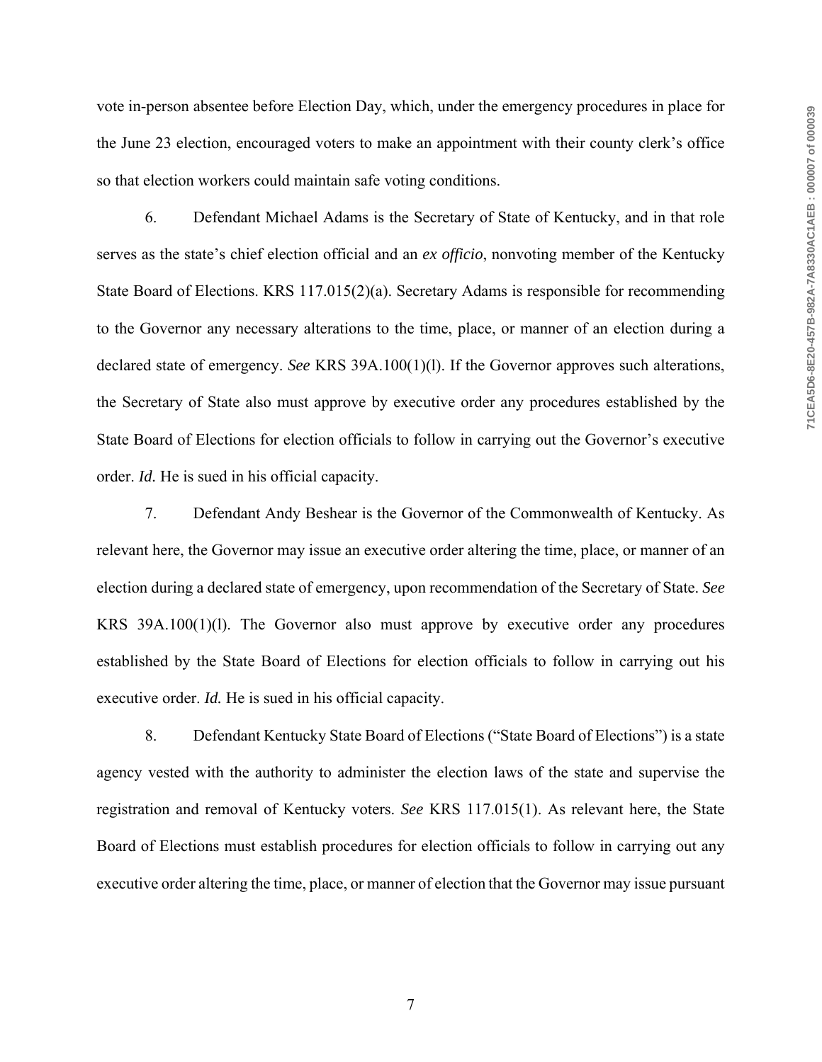vote in-person absentee before Election Day, which, under the emergency procedures in place for the June 23 election, encouraged voters to make an appointment with their county clerk's office so that election workers could maintain safe voting conditions.

6. Defendant Michael Adams is the Secretary of State of Kentucky, and in that role serves as the state's chief election official and an *ex officio*, nonvoting member of the Kentucky State Board of Elections. KRS 117.015(2)(a). Secretary Adams is responsible for recommending to the Governor any necessary alterations to the time, place, or manner of an election during a declared state of emergency. *See* KRS 39A.100(1)(l). If the Governor approves such alterations, the Secretary of State also must approve by executive order any procedures established by the State Board of Elections for election officials to follow in carrying out the Governor's executive order. *Id.* He is sued in his official capacity.

7. Defendant Andy Beshear is the Governor of the Commonwealth of Kentucky. As relevant here, the Governor may issue an executive order altering the time, place, or manner of an election during a declared state of emergency, upon recommendation of the Secretary of State. *See* KRS 39A.100(1)(l). The Governor also must approve by executive order any procedures established by the State Board of Elections for election officials to follow in carrying out his executive order. *Id.* He is sued in his official capacity.

8. Defendant Kentucky State Board of Elections ("State Board of Elections") is a state agency vested with the authority to administer the election laws of the state and supervise the registration and removal of Kentucky voters. *See* KRS 117.015(1). As relevant here, the State Board of Elections must establish procedures for election officials to follow in carrying out any executive order altering the time, place, or manner of election that the Governor may issue pursuant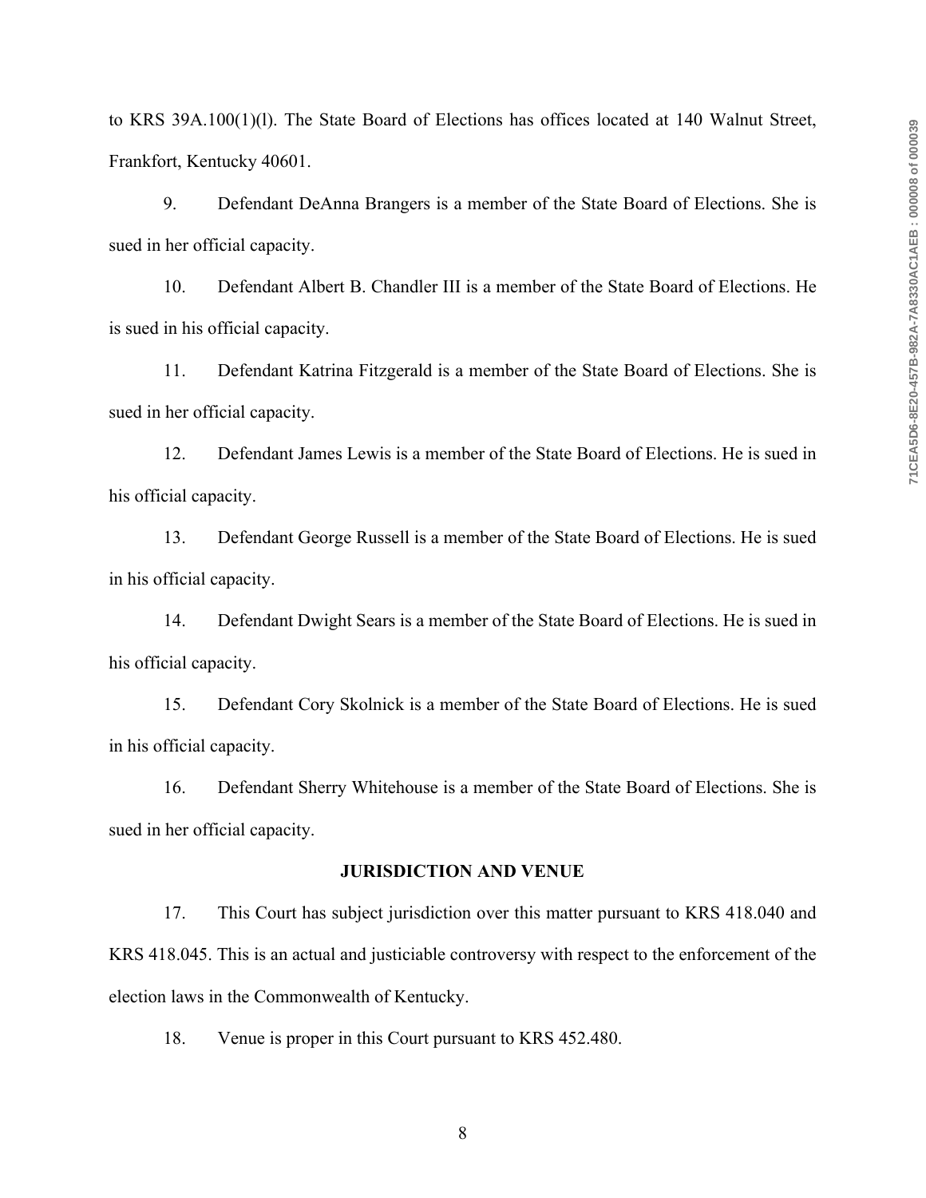to KRS 39A.100(1)(l). The State Board of Elections has offices located at 140 Walnut Street, Frankfort, Kentucky 40601.

9. Defendant DeAnna Brangers is a member of the State Board of Elections. She is sued in her official capacity.

10. Defendant Albert B. Chandler III is a member of the State Board of Elections. He is sued in his official capacity.

11. Defendant Katrina Fitzgerald is a member of the State Board of Elections. She is sued in her official capacity.

12. Defendant James Lewis is a member of the State Board of Elections. He is sued in his official capacity.

13. Defendant George Russell is a member of the State Board of Elections. He is sued in his official capacity.

14. Defendant Dwight Sears is a member of the State Board of Elections. He is sued in his official capacity.

15. Defendant Cory Skolnick is a member of the State Board of Elections. He is sued in his official capacity.

16. Defendant Sherry Whitehouse is a member of the State Board of Elections. She is sued in her official capacity.

## JURISDICTION AND VENUE

17. This Court has subject jurisdiction over this matter pursuant to KRS 418.040 and KRS 418.045. This is an actual and justiciable controversy with respect to the enforcement of the election laws in the Commonwealth of Kentucky.

18. Venue is proper in this Court pursuant to KRS 452.480.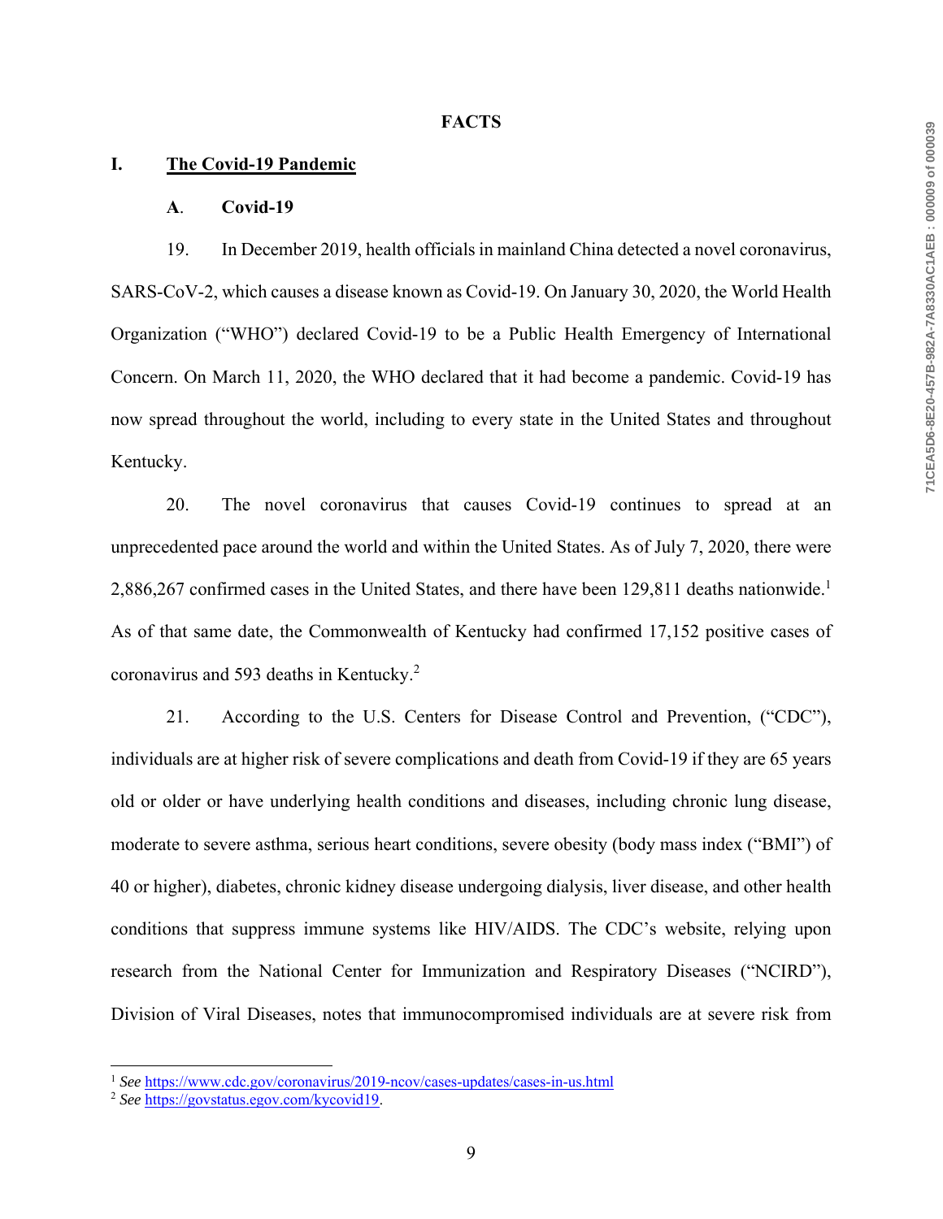# FACTS

## I. The Covid-19 Pandemic

### A. Covid-19

19. In December 2019, health officials in mainland China detected a novel coronavirus, SARS-CoV-2, which causes a disease known as Covid-19. On January 30, 2020, the World Health Organization ("WHO") declared Covid-19 to be a Public Health Emergency of International Concern. On March 11, 2020, the WHO declared that it had become a pandemic. Covid-19 has now spread throughout the world, including to every state in the United States and throughout Kentucky.

20. The novel coronavirus that causes Covid-19 continues to spread at an unprecedented pace around the world and within the United States. As of July 7, 2020, there were 2,886,267 confirmed cases in the United States, and there have been 129,811 deaths nationwide.[1] As of that same date, the Commonwealth of Kentucky had confirmed 17,152 positive cases of coronavirus and 593 deaths in Kentucky.[2]

21. According to the U.S. Centers for Disease Control and Prevention, ("CDC"), individuals are at higher risk of severe complications and death from Covid-19 if they are 65 years old or older or have underlying health conditions and diseases, including chronic lung disease, moderate to severe asthma, serious heart conditions, severe obesity (body mass index ("BMI") of 40 or higher), diabetes, chronic kidney disease undergoing dialysis, liver disease, and other health conditions that suppress immune systems like HIV/AIDS. The CDC's website, relying upon research from the National Center for Immunization and Respiratory Diseases ("NCIRD"), Division of Viral Diseases, notes that immunocompromised individuals are at severe risk from

---

[1] *See* https://www.cdc.gov/coronavirus/2019-ncov/cases-updates/cases-in-us.html

[2] *See* https://govstatus.egov.com/kycovid19.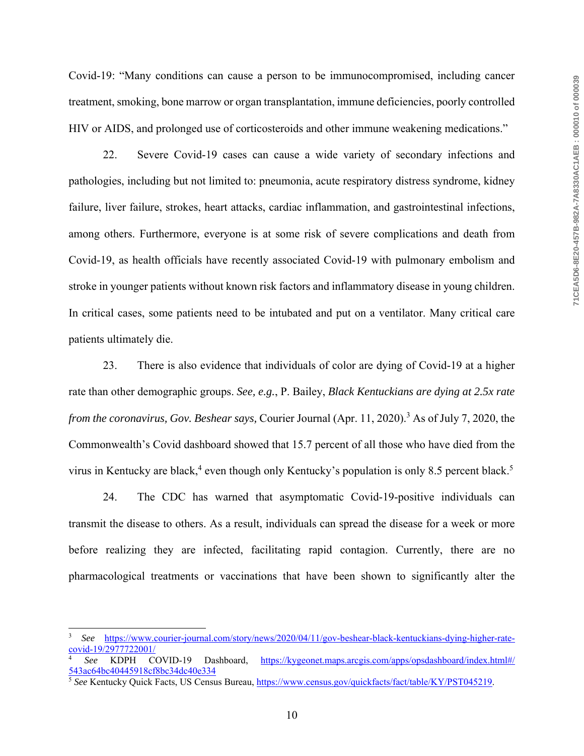Covid-19: "Many conditions can cause a person to be immunocompromised, including cancer treatment, smoking, bone marrow or organ transplantation, immune deficiencies, poorly controlled HIV or AIDS, and prolonged use of corticosteroids and other immune weakening medications."

22. Severe Covid-19 cases can cause a wide variety of secondary infections and pathologies, including but not limited to: pneumonia, acute respiratory distress syndrome, kidney failure, liver failure, strokes, heart attacks, cardiac inflammation, and gastrointestinal infections, among others. Furthermore, everyone is at some risk of severe complications and death from Covid-19, as health officials have recently associated Covid-19 with pulmonary embolism and stroke in younger patients without known risk factors and inflammatory disease in young children. In critical cases, some patients need to be intubated and put on a ventilator. Many critical care patients ultimately die.

23. There is also evidence that individuals of color are dying of Covid-19 at a higher rate than other demographic groups. *See, e.g.*, P. Bailey, *Black Kentuckians are dying at 2.5x rate from the coronavirus, Gov. Beshear says,* Courier Journal (Apr. 11, 2020).[3] As of July 7, 2020, the Commonwealth's Covid dashboard showed that 15.7 percent of all those who have died from the virus in Kentucky are black,[4] even though only Kentucky's population is only 8.5 percent black.[5]

24. The CDC has warned that asymptomatic Covid-19-positive individuals can transmit the disease to others. As a result, individuals can spread the disease for a week or more before realizing they are infected, facilitating rapid contagion. Currently, there are no pharmacological treatments or vaccinations that have been shown to significantly alter the

---

[3] *See* https://www.courier-journal.com/story/news/2020/04/11/gov-beshear-black-kentuckians-dying-higher-rate-covid-19/2977722001/

[4] *See* KDPH COVID-19 Dashboard, https://kygeonet.maps.arcgis.com/apps/opsdashboard/index.html#/543ac64bc40445918cf8bc34dc40e334

[5] *See* Kentucky Quick Facts, US Census Bureau, https://www.census.gov/quickfacts/fact/table/KY/PST045219.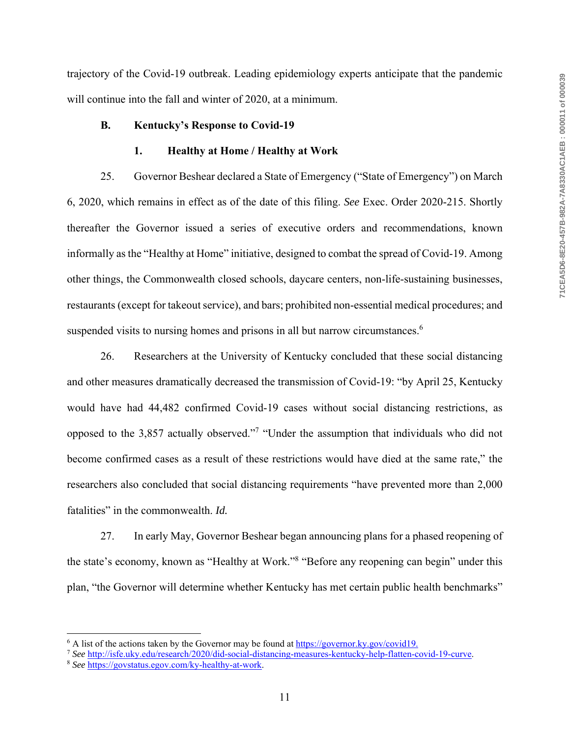trajectory of the Covid-19 outbreak. Leading epidemiology experts anticipate that the pandemic will continue into the fall and winter of 2020, at a minimum.

### B. Kentucky's Response to Covid-19

#### 1. Healthy at Home / Healthy at Work

25. Governor Beshear declared a State of Emergency ("State of Emergency") on March 6, 2020, which remains in effect as of the date of this filing. *See* Exec. Order 2020-215. Shortly thereafter the Governor issued a series of executive orders and recommendations, known informally as the "Healthy at Home" initiative, designed to combat the spread of Covid-19. Among other things, the Commonwealth closed schools, daycare centers, non-life-sustaining businesses, restaurants (except for takeout service), and bars; prohibited non-essential medical procedures; and suspended visits to nursing homes and prisons in all but narrow circumstances.[6]

26. Researchers at the University of Kentucky concluded that these social distancing and other measures dramatically decreased the transmission of Covid-19: "by April 25, Kentucky would have had 44,482 confirmed Covid-19 cases without social distancing restrictions, as opposed to the 3,857 actually observed."[7] "Under the assumption that individuals who did not become confirmed cases as a result of these restrictions would have died at the same rate," the researchers also concluded that social distancing requirements "have prevented more than 2,000 fatalities" in the commonwealth. *Id.*

27. In early May, Governor Beshear began announcing plans for a phased reopening of the state's economy, known as "Healthy at Work."[8] "Before any reopening can begin" under this plan, "the Governor will determine whether Kentucky has met certain public health benchmarks"

---

[6] A list of the actions taken by the Governor may be found at https://governor.ky.gov/covid19.

[7] *See* http://isfe.uky.edu/research/2020/did-social-distancing-measures-kentucky-help-flatten-covid-19-curve.

[8] *See* https://govstatus.egov.com/ky-healthy-at-work.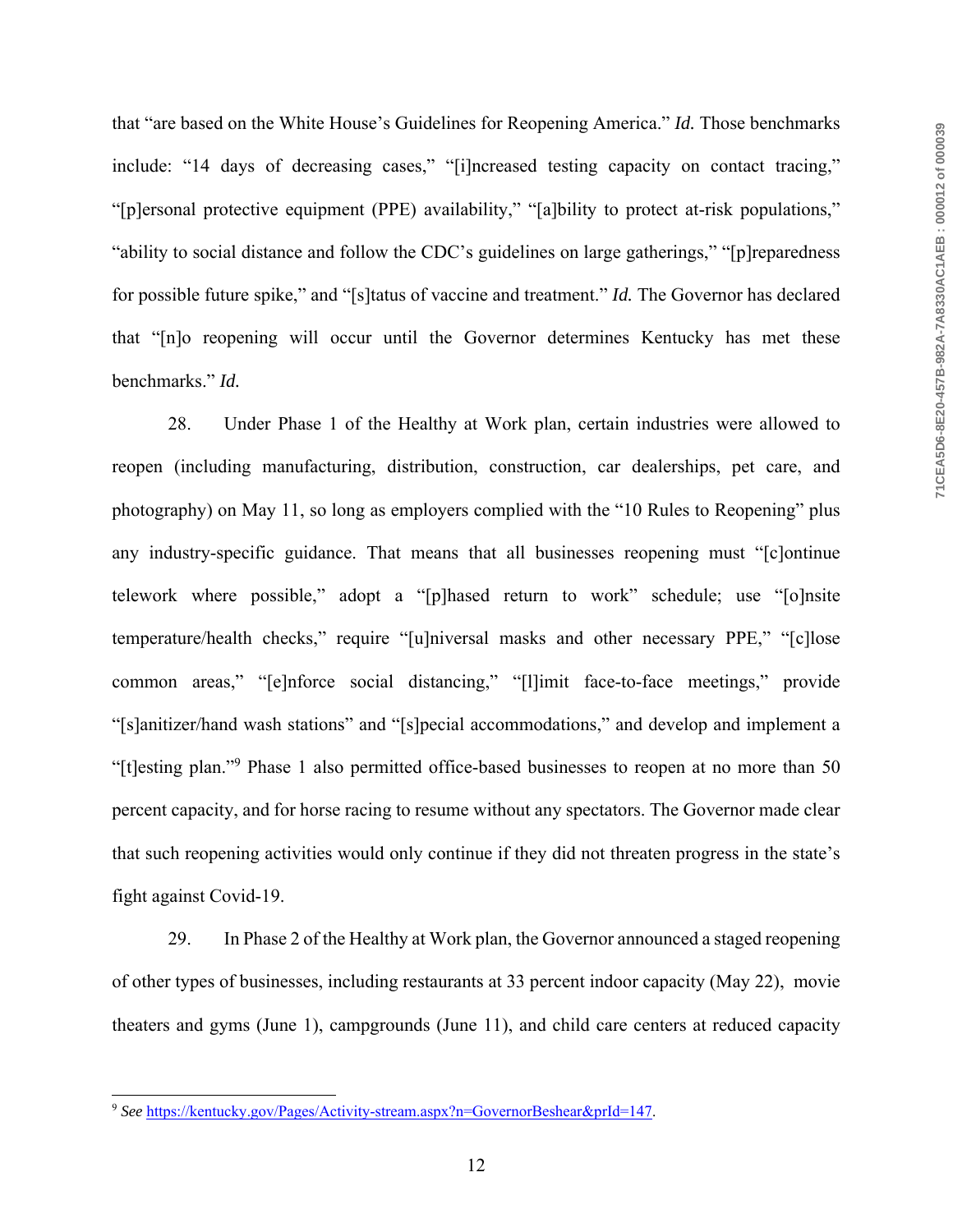that "are based on the White House's Guidelines for Reopening America." *Id.* Those benchmarks include: "14 days of decreasing cases," "[i]ncreased testing capacity on contact tracing," "[p]ersonal protective equipment (PPE) availability," "[a]bility to protect at-risk populations," "ability to social distance and follow the CDC's guidelines on large gatherings," "[p]reparedness for possible future spike," and "[s]tatus of vaccine and treatment." *Id.* The Governor has declared that "[n]o reopening will occur until the Governor determines Kentucky has met these benchmarks." *Id.*

28. Under Phase 1 of the Healthy at Work plan, certain industries were allowed to reopen (including manufacturing, distribution, construction, car dealerships, pet care, and photography) on May 11, so long as employers complied with the "10 Rules to Reopening" plus any industry-specific guidance. That means that all businesses reopening must "[c]ontinue telework where possible," adopt a "[p]hased return to work" schedule; use "[o]nsite temperature/health checks," require "[u]niversal masks and other necessary PPE," "[c]lose common areas," "[e]nforce social distancing," "[l]imit face-to-face meetings," provide "[s]anitizer/hand wash stations" and "[s]pecial accommodations," and develop and implement a "[t]esting plan."[9] Phase 1 also permitted office-based businesses to reopen at no more than 50 percent capacity, and for horse racing to resume without any spectators. The Governor made clear that such reopening activities would only continue if they did not threaten progress in the state's fight against Covid-19.

29. In Phase 2 of the Healthy at Work plan, the Governor announced a staged reopening of other types of businesses, including restaurants at 33 percent indoor capacity (May 22), movie theaters and gyms (June 1), campgrounds (June 11), and child care centers at reduced capacity

---

[9] *See* https://kentucky.gov/Pages/Activity-stream.aspx?n=GovernorBeshear&prId=147.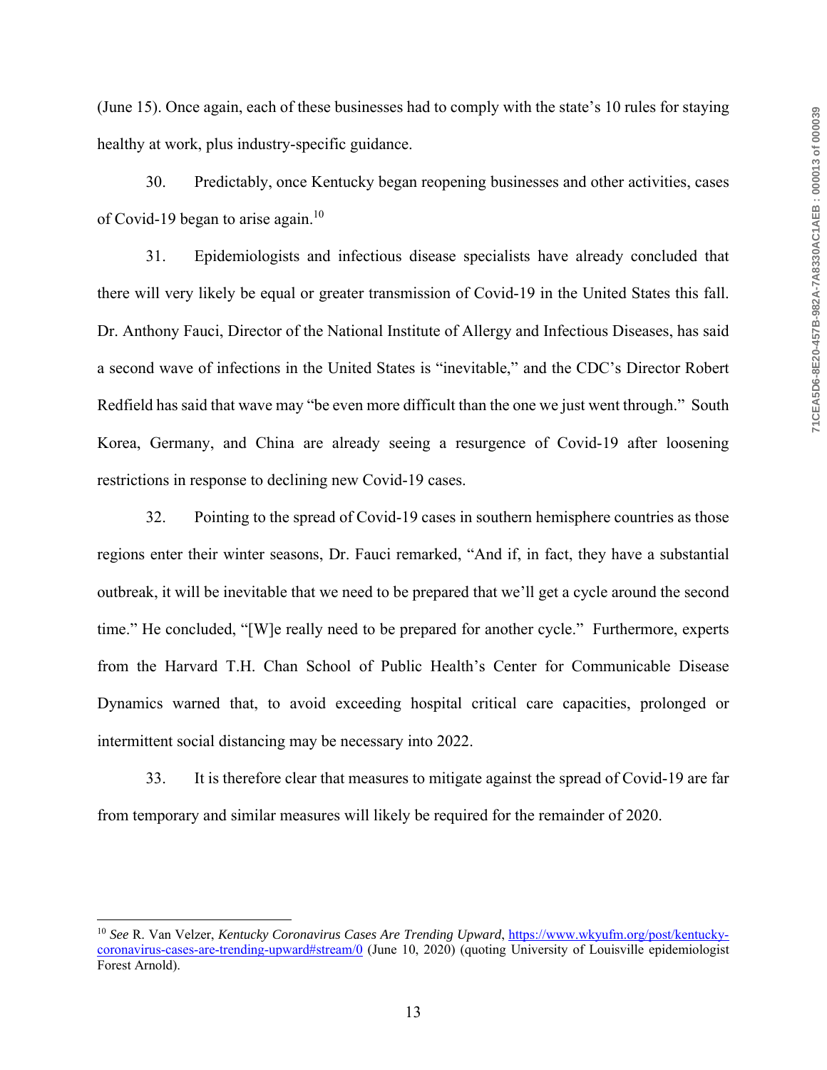(June 15). Once again, each of these businesses had to comply with the state's 10 rules for staying healthy at work, plus industry-specific guidance.

30. Predictably, once Kentucky began reopening businesses and other activities, cases of Covid-19 began to arise again.[10]

31. Epidemiologists and infectious disease specialists have already concluded that there will very likely be equal or greater transmission of Covid-19 in the United States this fall. Dr. Anthony Fauci, Director of the National Institute of Allergy and Infectious Diseases, has said a second wave of infections in the United States is "inevitable," and the CDC's Director Robert Redfield has said that wave may "be even more difficult than the one we just went through." South Korea, Germany, and China are already seeing a resurgence of Covid-19 after loosening restrictions in response to declining new Covid-19 cases.

32. Pointing to the spread of Covid-19 cases in southern hemisphere countries as those regions enter their winter seasons, Dr. Fauci remarked, "And if, in fact, they have a substantial outbreak, it will be inevitable that we need to be prepared that we'll get a cycle around the second time." He concluded, "[W]e really need to be prepared for another cycle." Furthermore, experts from the Harvard T.H. Chan School of Public Health's Center for Communicable Disease Dynamics warned that, to avoid exceeding hospital critical care capacities, prolonged or intermittent social distancing may be necessary into 2022.

33. It is therefore clear that measures to mitigate against the spread of Covid-19 are far from temporary and similar measures will likely be required for the remainder of 2020.

---

[10] *See* R. Van Velzer, *Kentucky Coronavirus Cases Are Trending Upward*, https://www.wkyufm.org/post/kentucky-coronavirus-cases-are-trending-upward#stream/0 (June 10, 2020) (quoting University of Louisville epidemiologist Forest Arnold).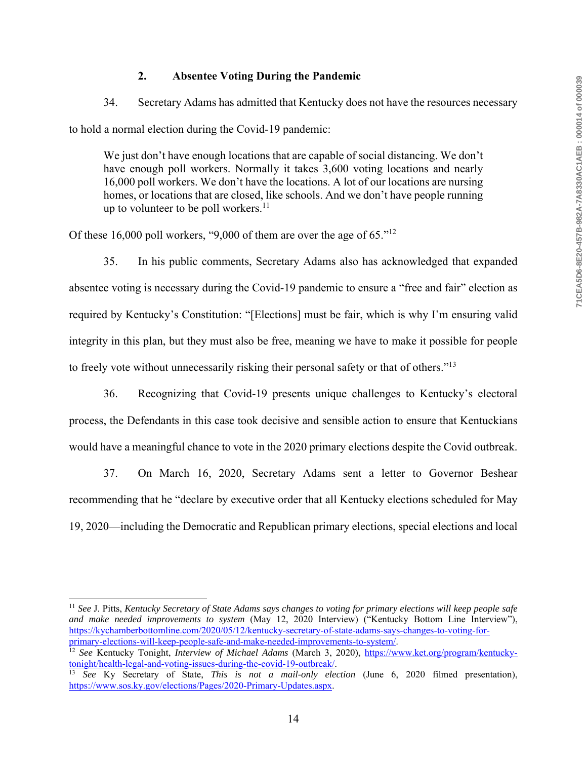### 2. Absentee Voting During the Pandemic

34. Secretary Adams has admitted that Kentucky does not have the resources necessary to hold a normal election during the Covid-19 pandemic:

> We just don't have enough locations that are capable of social distancing. We don't have enough poll workers. Normally it takes 3,600 voting locations and nearly 16,000 poll workers. We don't have the locations. A lot of our locations are nursing homes, or locations that are closed, like schools. And we don't have people running up to volunteer to be poll workers.[11]

Of these 16,000 poll workers, "9,000 of them are over the age of 65."[12]

35. In his public comments, Secretary Adams also has acknowledged that expanded absentee voting is necessary during the Covid-19 pandemic to ensure a "free and fair" election as required by Kentucky's Constitution: "[Elections] must be fair, which is why I'm ensuring valid integrity in this plan, but they must also be free, meaning we have to make it possible for people to freely vote without unnecessarily risking their personal safety or that of others."[13]

36. Recognizing that Covid-19 presents unique challenges to Kentucky's electoral process, the Defendants in this case took decisive and sensible action to ensure that Kentuckians would have a meaningful chance to vote in the 2020 primary elections despite the Covid outbreak.

37. On March 16, 2020, Secretary Adams sent a letter to Governor Beshear recommending that he "declare by executive order that all Kentucky elections scheduled for May 19, 2020—including the Democratic and Republican primary elections, special elections and local

---

[11] *See* J. Pitts, *Kentucky Secretary of State Adams says changes to voting for primary elections will keep people safe and make needed improvements to system* (May 12, 2020 Interview) ("Kentucky Bottom Line Interview"), https://kychamberbottomline.com/2020/05/12/kentucky-secretary-of-state-adams-says-changes-to-voting-for-primary-elections-will-keep-people-safe-and-make-needed-improvements-to-system/.

[12] *See* Kentucky Tonight, *Interview of Michael Adams* (March 3, 2020), https://www.ket.org/program/kentucky-tonight/health-legal-and-voting-issues-during-the-covid-19-outbreak/.

[13] *See* Ky Secretary of State, *This is not a mail-only election* (June 6, 2020 filmed presentation), https://www.sos.ky.gov/elections/Pages/2020-Primary-Updates.aspx.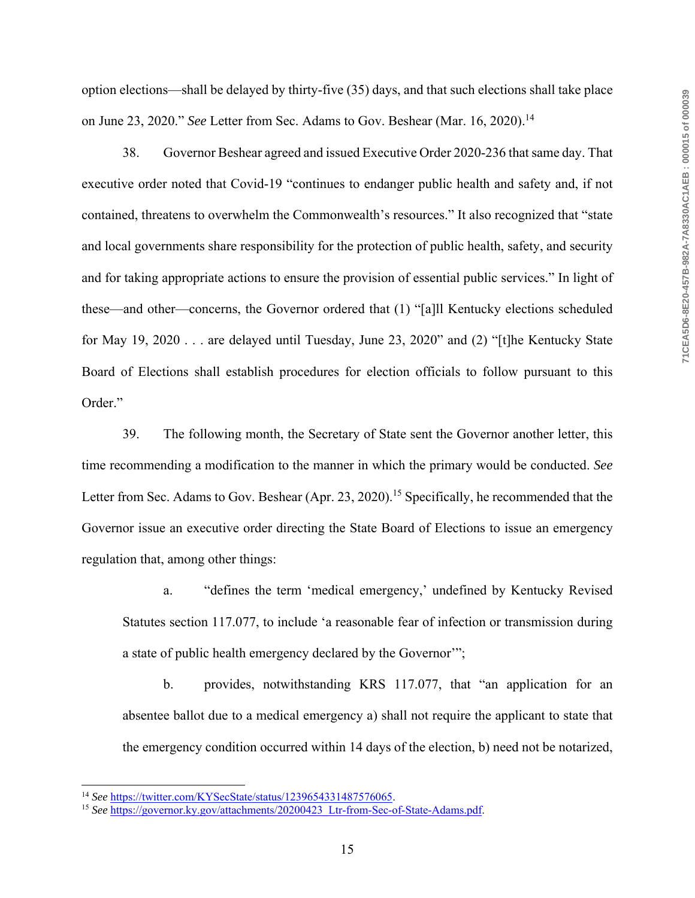option elections—shall be delayed by thirty-five (35) days, and that such elections shall take place on June 23, 2020." *See* Letter from Sec. Adams to Gov. Beshear (Mar. 16, 2020).[14]

38. Governor Beshear agreed and issued Executive Order 2020-236 that same day. That executive order noted that Covid-19 "continues to endanger public health and safety and, if not contained, threatens to overwhelm the Commonwealth's resources." It also recognized that "state and local governments share responsibility for the protection of public health, safety, and security and for taking appropriate actions to ensure the provision of essential public services." In light of these—and other—concerns, the Governor ordered that (1) "[a]ll Kentucky elections scheduled for May 19, 2020 . . . are delayed until Tuesday, June 23, 2020" and (2) "[t]he Kentucky State Board of Elections shall establish procedures for election officials to follow pursuant to this Order."

39. The following month, the Secretary of State sent the Governor another letter, this time recommending a modification to the manner in which the primary would be conducted. *See* Letter from Sec. Adams to Gov. Beshear (Apr. 23, 2020).[15] Specifically, he recommended that the Governor issue an executive order directing the State Board of Elections to issue an emergency regulation that, among other things:

> a. "defines the term 'medical emergency,' undefined by Kentucky Revised Statutes section 117.077, to include 'a reasonable fear of infection or transmission during a state of public health emergency declared by the Governor'";
>
> b. provides, notwithstanding KRS 117.077, that "an application for an absentee ballot due to a medical emergency a) shall not require the applicant to state that the emergency condition occurred within 14 days of the election, b) need not be notarized,

---

[14] *See* https://twitter.com/KYSecState/status/1239654331487576065.

[15] *See* https://governor.ky.gov/attachments/20200423_Ltr-from-Sec-of-State-Adams.pdf.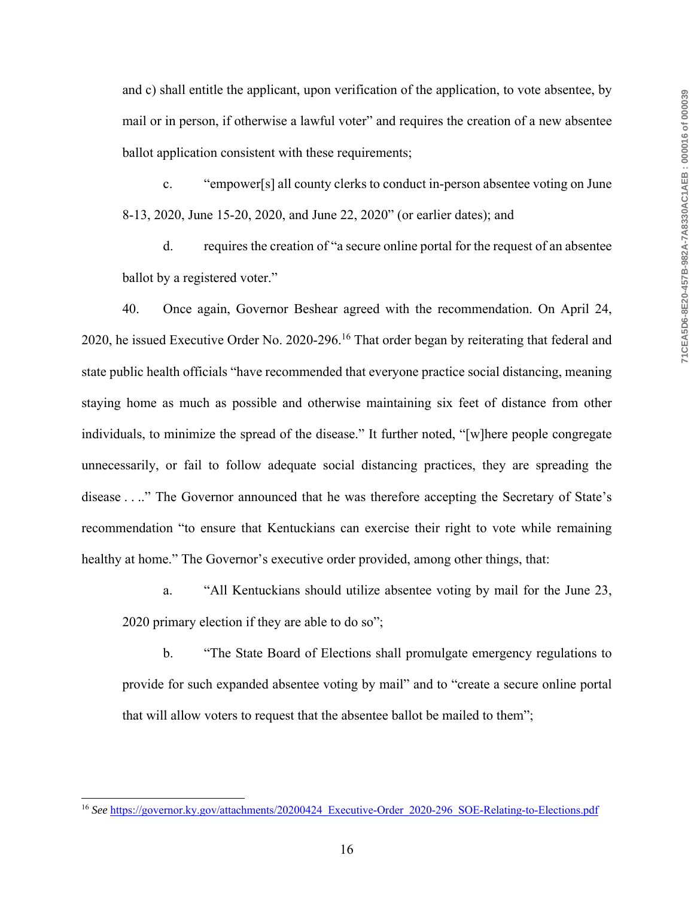and c) shall entitle the applicant, upon verification of the application, to vote absentee, by mail or in person, if otherwise a lawful voter" and requires the creation of a new absentee ballot application consistent with these requirements;

c. "empower[s] all county clerks to conduct in-person absentee voting on June 8-13, 2020, June 15-20, 2020, and June 22, 2020" (or earlier dates); and

d. requires the creation of "a secure online portal for the request of an absentee ballot by a registered voter."

40. Once again, Governor Beshear agreed with the recommendation. On April 24, 2020, he issued Executive Order No. 2020-296.[16] That order began by reiterating that federal and state public health officials "have recommended that everyone practice social distancing, meaning staying home as much as possible and otherwise maintaining six feet of distance from other individuals, to minimize the spread of the disease." It further noted, "[w]here people congregate unnecessarily, or fail to follow adequate social distancing practices, they are spreading the disease . . .." The Governor announced that he was therefore accepting the Secretary of State's recommendation "to ensure that Kentuckians can exercise their right to vote while remaining healthy at home." The Governor's executive order provided, among other things, that:

a. "All Kentuckians should utilize absentee voting by mail for the June 23, 2020 primary election if they are able to do so";

b. "The State Board of Elections shall promulgate emergency regulations to provide for such expanded absentee voting by mail" and to "create a secure online portal that will allow voters to request that the absentee ballot be mailed to them";

---

[16] *See* https://governor.ky.gov/attachments/20200424_Executive-Order_2020-296_SOE-Relating-to-Elections.pdf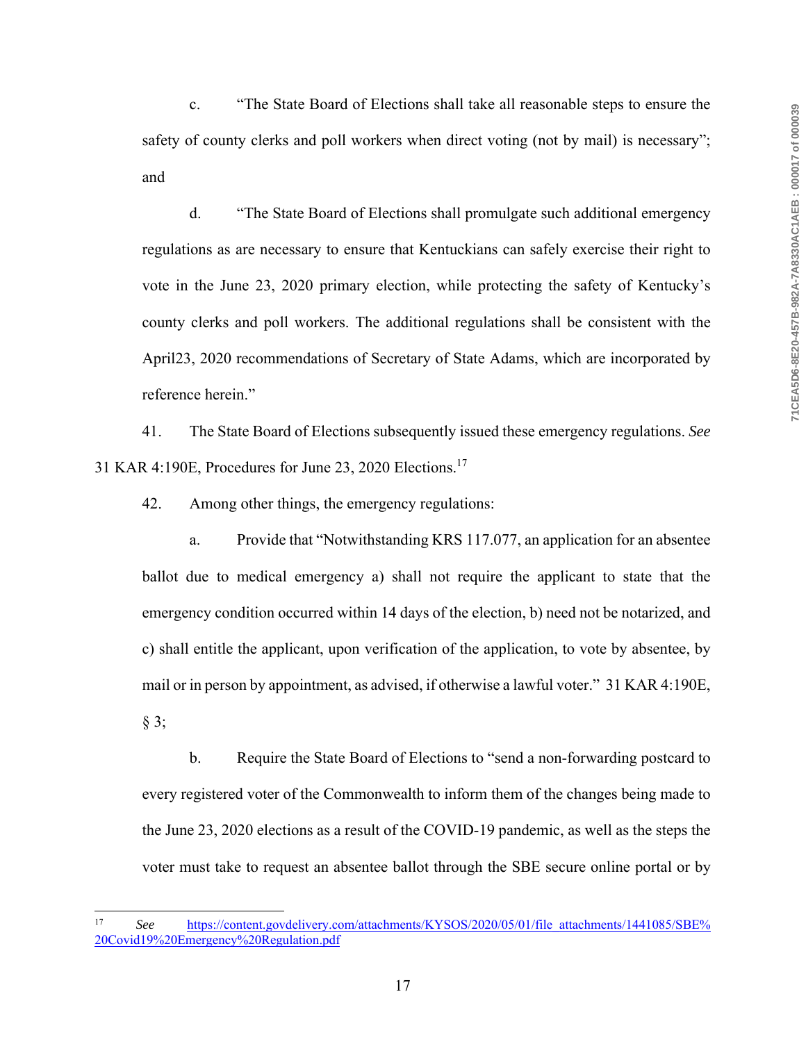c. "The State Board of Elections shall take all reasonable steps to ensure the safety of county clerks and poll workers when direct voting (not by mail) is necessary"; and

d. "The State Board of Elections shall promulgate such additional emergency regulations as are necessary to ensure that Kentuckians can safely exercise their right to vote in the June 23, 2020 primary election, while protecting the safety of Kentucky's county clerks and poll workers. The additional regulations shall be consistent with the April23, 2020 recommendations of Secretary of State Adams, which are incorporated by reference herein."

41. The State Board of Elections subsequently issued these emergency regulations. *See* 31 KAR 4:190E, Procedures for June 23, 2020 Elections.[17]

42. Among other things, the emergency regulations:

a. Provide that "Notwithstanding KRS 117.077, an application for an absentee ballot due to medical emergency a) shall not require the applicant to state that the emergency condition occurred within 14 days of the election, b) need not be notarized, and c) shall entitle the applicant, upon verification of the application, to vote by absentee, by mail or in person by appointment, as advised, if otherwise a lawful voter." 31 KAR 4:190E, § 3;

b. Require the State Board of Elections to "send a non-forwarding postcard to every registered voter of the Commonwealth to inform them of the changes being made to the June 23, 2020 elections as a result of the COVID-19 pandemic, as well as the steps the voter must take to request an absentee ballot through the SBE secure online portal or by

---

[17] *See* https://content.govdelivery.com/attachments/KYSOS/2020/05/01/file_attachments/1441085/SBE%20Covid19%20Emergency%20Regulation.pdf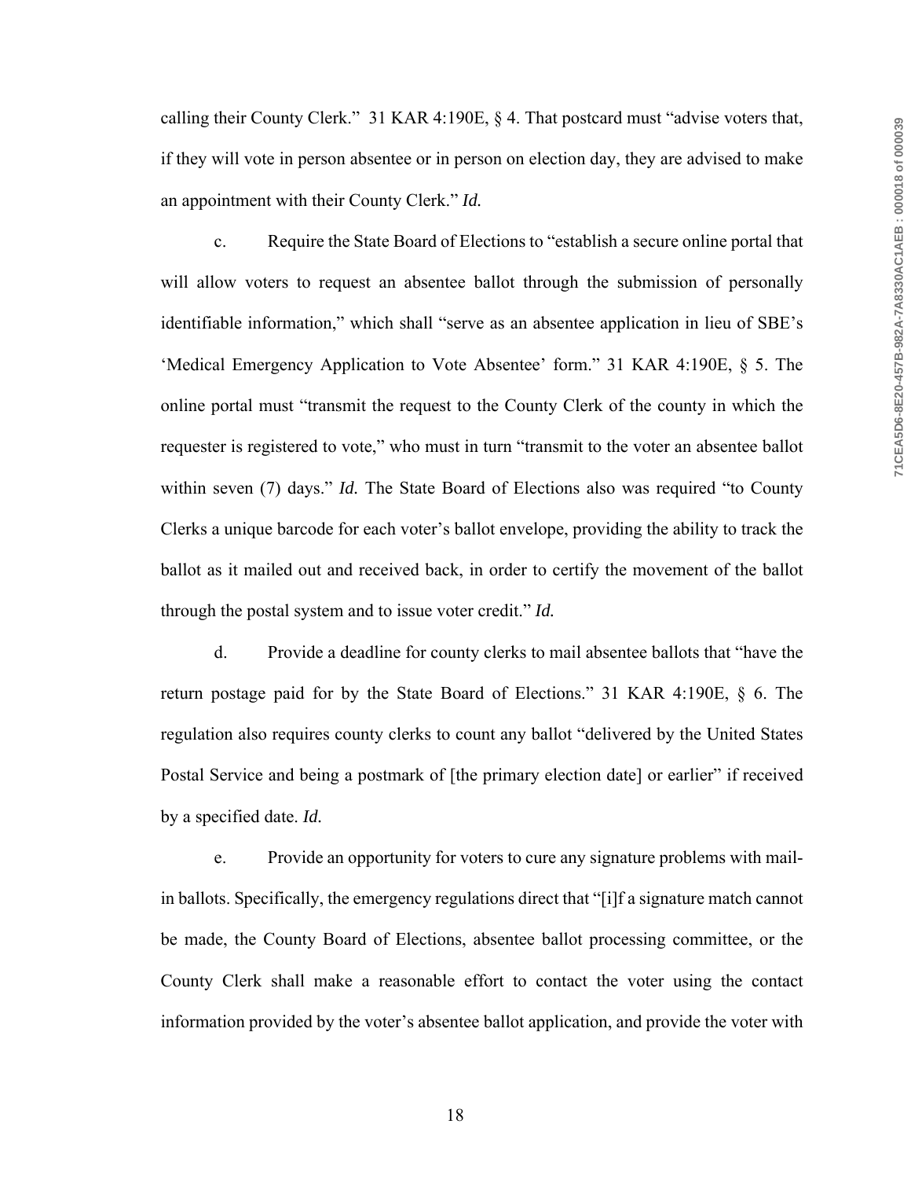calling their County Clerk." 31 KAR 4:190E, § 4. That postcard must "advise voters that, if they will vote in person absentee or in person on election day, they are advised to make an appointment with their County Clerk." *Id.*

c. Require the State Board of Elections to "establish a secure online portal that will allow voters to request an absentee ballot through the submission of personally identifiable information," which shall "serve as an absentee application in lieu of SBE's 'Medical Emergency Application to Vote Absentee' form." 31 KAR 4:190E, § 5. The online portal must "transmit the request to the County Clerk of the county in which the requester is registered to vote," who must in turn "transmit to the voter an absentee ballot within seven (7) days." *Id.* The State Board of Elections also was required "to County Clerks a unique barcode for each voter's ballot envelope, providing the ability to track the ballot as it mailed out and received back, in order to certify the movement of the ballot through the postal system and to issue voter credit." *Id.*

d. Provide a deadline for county clerks to mail absentee ballots that "have the return postage paid for by the State Board of Elections." 31 KAR 4:190E, § 6. The regulation also requires county clerks to count any ballot "delivered by the United States Postal Service and being a postmark of [the primary election date] or earlier" if received by a specified date. *Id.*

e. Provide an opportunity for voters to cure any signature problems with mail-in ballots. Specifically, the emergency regulations direct that "[i]f a signature match cannot be made, the County Board of Elections, absentee ballot processing committee, or the County Clerk shall make a reasonable effort to contact the voter using the contact information provided by the voter's absentee ballot application, and provide the voter with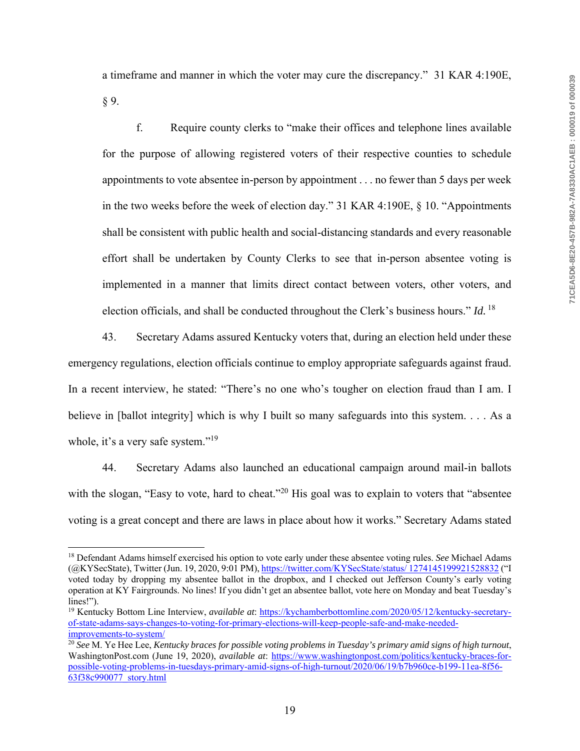a timeframe and manner in which the voter may cure the discrepancy." 31 KAR 4:190E, § 9.

f. Require county clerks to "make their offices and telephone lines available for the purpose of allowing registered voters of their respective counties to schedule appointments to vote absentee in-person by appointment . . . no fewer than 5 days per week in the two weeks before the week of election day." 31 KAR 4:190E, § 10. "Appointments shall be consistent with public health and social-distancing standards and every reasonable effort shall be undertaken by County Clerks to see that in-person absentee voting is implemented in a manner that limits direct contact between voters, other voters, and election officials, and shall be conducted throughout the Clerk's business hours." *Id.* [18]

43. Secretary Adams assured Kentucky voters that, during an election held under these emergency regulations, election officials continue to employ appropriate safeguards against fraud. In a recent interview, he stated: "There's no one who's tougher on election fraud than I am. I believe in [ballot integrity] which is why I built so many safeguards into this system. . . . As a whole, it's a very safe system."[19]

44. Secretary Adams also launched an educational campaign around mail-in ballots with the slogan, "Easy to vote, hard to cheat."[20] His goal was to explain to voters that "absentee voting is a great concept and there are laws in place about how it works." Secretary Adams stated

---

[18] Defendant Adams himself exercised his option to vote early under these absentee voting rules. *See* Michael Adams (@KYSecState), Twitter (Jun. 19, 2020, 9:01 PM), https://twitter.com/KYSecState/status/ 1274145199921528832 ("I voted today by dropping my absentee ballot in the dropbox, and I checked out Jefferson County's early voting operation at KY Fairgrounds. No lines! If you didn't get an absentee ballot, vote here on Monday and beat Tuesday's lines!").

[19] Kentucky Bottom Line Interview, *available at*: https://kychamberbottomline.com/2020/05/12/kentucky-secretary-of-state-adams-says-changes-to-voting-for-primary-elections-will-keep-people-safe-and-make-needed-improvements-to-system/

[20] *See* M. Ye Hee Lee, *Kentucky braces for possible voting problems in Tuesday's primary amid signs of high turnout*, WashingtonPost.com (June 19, 2020), *available at*: https://www.washingtonpost.com/politics/kentucky-braces-for-possible-voting-problems-in-tuesdays-primary-amid-signs-of-high-turnout/2020/06/19/b7b960ce-b199-11ea-8f56-63f38c990077_story.html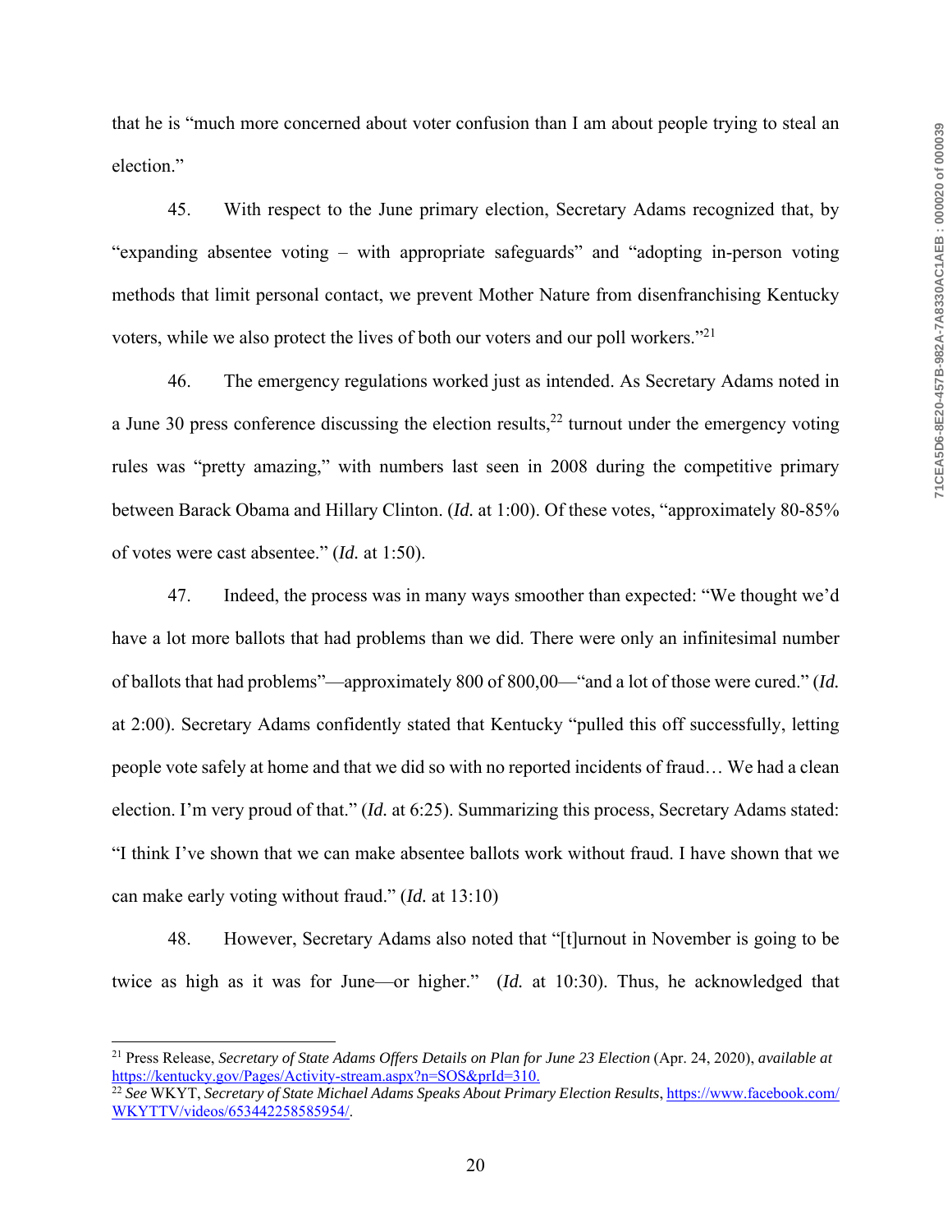that he is "much more concerned about voter confusion than I am about people trying to steal an election."

45. With respect to the June primary election, Secretary Adams recognized that, by "expanding absentee voting – with appropriate safeguards" and "adopting in-person voting methods that limit personal contact, we prevent Mother Nature from disenfranchising Kentucky voters, while we also protect the lives of both our voters and our poll workers."[21]

46. The emergency regulations worked just as intended. As Secretary Adams noted in a June 30 press conference discussing the election results,[22] turnout under the emergency voting rules was "pretty amazing," with numbers last seen in 2008 during the competitive primary between Barack Obama and Hillary Clinton. (*Id.* at 1:00). Of these votes, "approximately 80-85% of votes were cast absentee." (*Id.* at 1:50).

47. Indeed, the process was in many ways smoother than expected: "We thought we'd have a lot more ballots that had problems than we did. There were only an infinitesimal number of ballots that had problems"—approximately 800 of 800,00—"and a lot of those were cured." (*Id.* at 2:00). Secretary Adams confidently stated that Kentucky "pulled this off successfully, letting people vote safely at home and that we did so with no reported incidents of fraud… We had a clean election. I'm very proud of that." (*Id.* at 6:25). Summarizing this process, Secretary Adams stated: "I think I've shown that we can make absentee ballots work without fraud. I have shown that we can make early voting without fraud." (*Id.* at 13:10)

48. However, Secretary Adams also noted that "[t]urnout in November is going to be twice as high as it was for June—or higher." (*Id.* at 10:30). Thus, he acknowledged that

---

[21] Press Release, *Secretary of State Adams Offers Details on Plan for June 23 Election* (Apr. 24, 2020), *available at* https://kentucky.gov/Pages/Activity-stream.aspx?n=SOS&prId=310.

[22] *See* WKYT, *Secretary of State Michael Adams Speaks About Primary Election Results*, https://www.facebook.com/WKYTTV/videos/653442258585954/.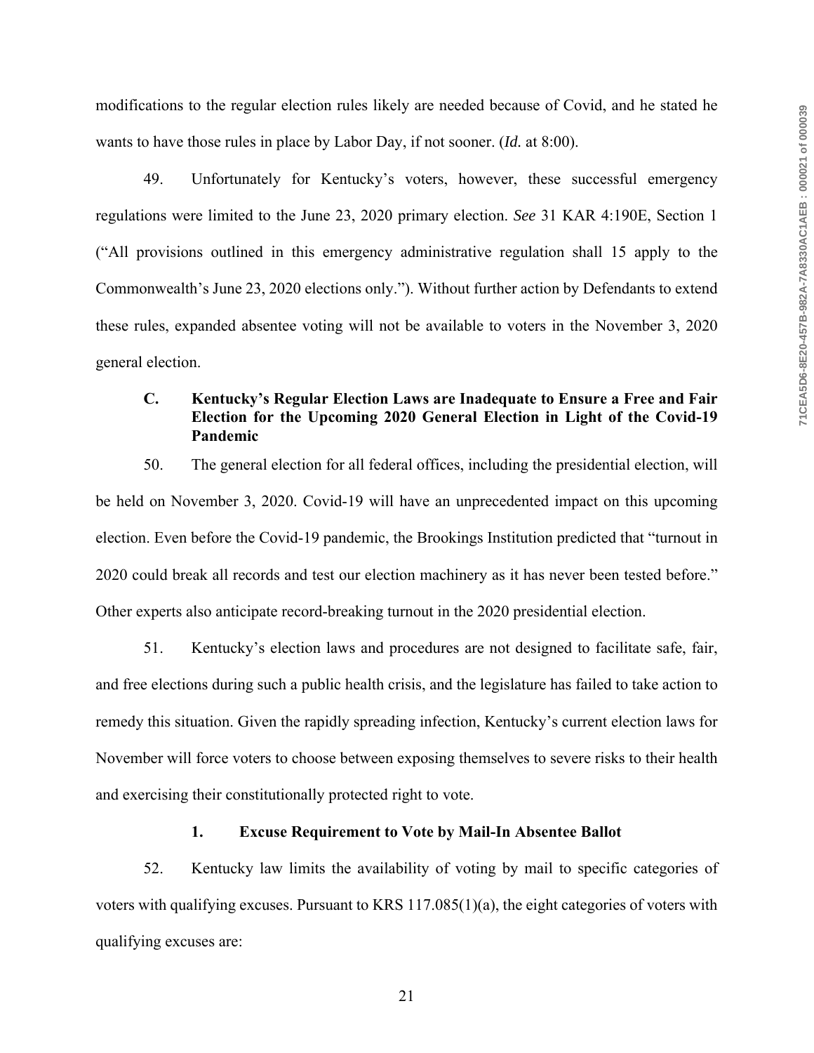modifications to the regular election rules likely are needed because of Covid, and he stated he wants to have those rules in place by Labor Day, if not sooner. (*Id.* at 8:00).

49. Unfortunately for Kentucky's voters, however, these successful emergency regulations were limited to the June 23, 2020 primary election. *See* 31 KAR 4:190E, Section 1 ("All provisions outlined in this emergency administrative regulation shall 15 apply to the Commonwealth's June 23, 2020 elections only."). Without further action by Defendants to extend these rules, expanded absentee voting will not be available to voters in the November 3, 2020 general election.

### C. Kentucky's Regular Election Laws are Inadequate to Ensure a Free and Fair Election for the Upcoming 2020 General Election in Light of the Covid-19 Pandemic

50. The general election for all federal offices, including the presidential election, will be held on November 3, 2020. Covid-19 will have an unprecedented impact on this upcoming election. Even before the Covid-19 pandemic, the Brookings Institution predicted that "turnout in 2020 could break all records and test our election machinery as it has never been tested before." Other experts also anticipate record-breaking turnout in the 2020 presidential election.

51. Kentucky's election laws and procedures are not designed to facilitate safe, fair, and free elections during such a public health crisis, and the legislature has failed to take action to remedy this situation. Given the rapidly spreading infection, Kentucky's current election laws for November will force voters to choose between exposing themselves to severe risks to their health and exercising their constitutionally protected right to vote.

#### 1. Excuse Requirement to Vote by Mail-In Absentee Ballot

52. Kentucky law limits the availability of voting by mail to specific categories of voters with qualifying excuses. Pursuant to KRS 117.085(1)(a), the eight categories of voters with qualifying excuses are: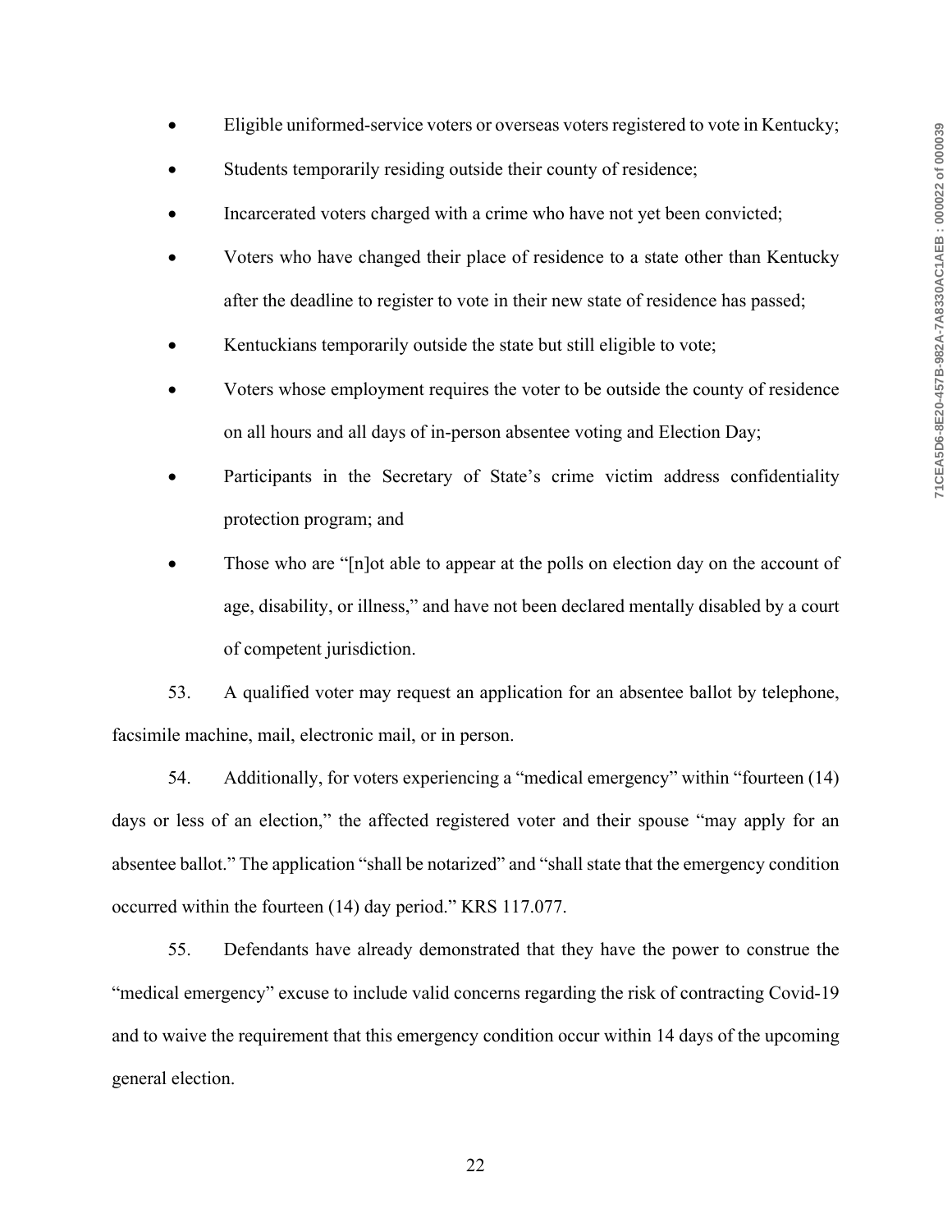- Eligible uniformed-service voters or overseas voters registered to vote in Kentucky;
- Students temporarily residing outside their county of residence;
- Incarcerated voters charged with a crime who have not yet been convicted;
- Voters who have changed their place of residence to a state other than Kentucky after the deadline to register to vote in their new state of residence has passed;
- Kentuckians temporarily outside the state but still eligible to vote;
- Voters whose employment requires the voter to be outside the county of residence on all hours and all days of in-person absentee voting and Election Day;
- Participants in the Secretary of State's crime victim address confidentiality protection program; and
- Those who are "[n]ot able to appear at the polls on election day on the account of age, disability, or illness," and have not been declared mentally disabled by a court of competent jurisdiction.

53. A qualified voter may request an application for an absentee ballot by telephone, facsimile machine, mail, electronic mail, or in person.

54. Additionally, for voters experiencing a "medical emergency" within "fourteen (14) days or less of an election," the affected registered voter and their spouse "may apply for an absentee ballot." The application "shall be notarized" and "shall state that the emergency condition occurred within the fourteen (14) day period." KRS 117.077.

55. Defendants have already demonstrated that they have the power to construe the "medical emergency" excuse to include valid concerns regarding the risk of contracting Covid-19 and to waive the requirement that this emergency condition occur within 14 days of the upcoming general election.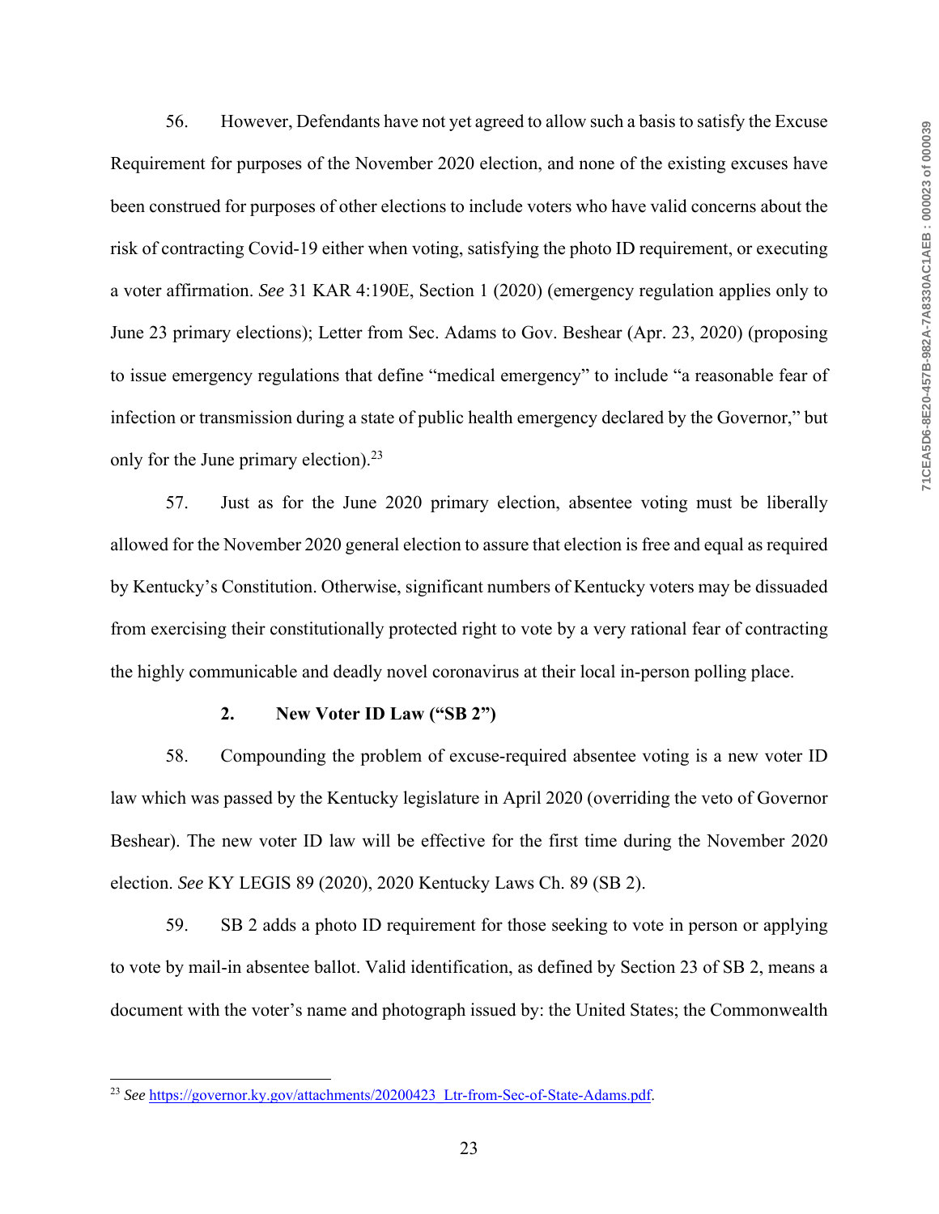56. However, Defendants have not yet agreed to allow such a basis to satisfy the Excuse Requirement for purposes of the November 2020 election, and none of the existing excuses have been construed for purposes of other elections to include voters who have valid concerns about the risk of contracting Covid-19 either when voting, satisfying the photo ID requirement, or executing a voter affirmation. *See* 31 KAR 4:190E, Section 1 (2020) (emergency regulation applies only to June 23 primary elections); Letter from Sec. Adams to Gov. Beshear (Apr. 23, 2020) (proposing to issue emergency regulations that define "medical emergency" to include "a reasonable fear of infection or transmission during a state of public health emergency declared by the Governor," but only for the June primary election).[23]

57. Just as for the June 2020 primary election, absentee voting must be liberally allowed for the November 2020 general election to assure that election is free and equal as required by Kentucky's Constitution. Otherwise, significant numbers of Kentucky voters may be dissuaded from exercising their constitutionally protected right to vote by a very rational fear of contracting the highly communicable and deadly novel coronavirus at their local in-person polling place.

**2. New Voter ID Law ("SB 2")**

58. Compounding the problem of excuse-required absentee voting is a new voter ID law which was passed by the Kentucky legislature in April 2020 (overriding the veto of Governor Beshear). The new voter ID law will be effective for the first time during the November 2020 election. *See* KY LEGIS 89 (2020), 2020 Kentucky Laws Ch. 89 (SB 2).

59. SB 2 adds a photo ID requirement for those seeking to vote in person or applying to vote by mail-in absentee ballot. Valid identification, as defined by Section 23 of SB 2, means a document with the voter's name and photograph issued by: the United States; the Commonwealth

---

[23] *See* https://governor.ky.gov/attachments/20200423_Ltr-from-Sec-of-State-Adams.pdf.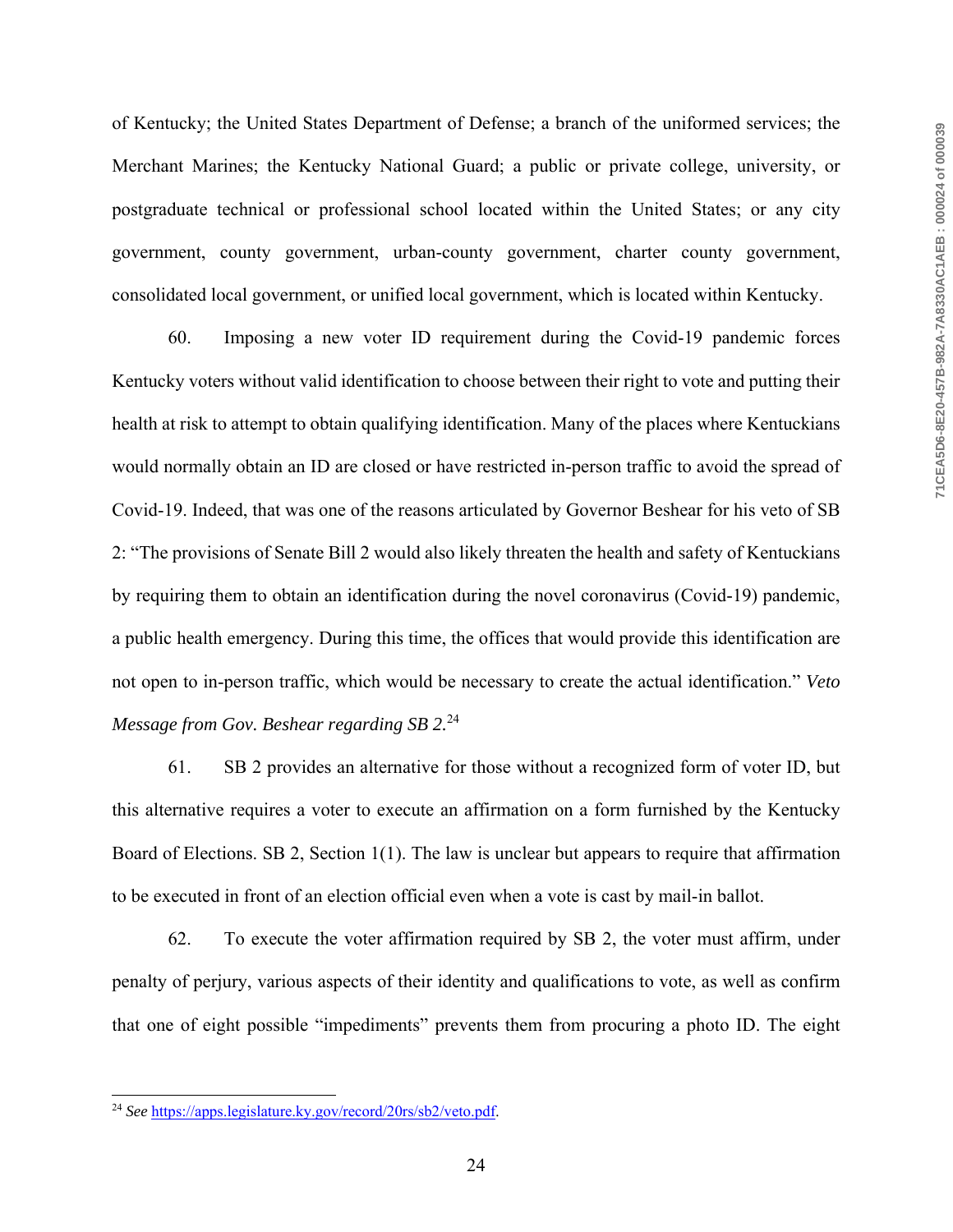of Kentucky; the United States Department of Defense; a branch of the uniformed services; the Merchant Marines; the Kentucky National Guard; a public or private college, university, or postgraduate technical or professional school located within the United States; or any city government, county government, urban-county government, charter county government, consolidated local government, or unified local government, which is located within Kentucky.

60. Imposing a new voter ID requirement during the Covid-19 pandemic forces Kentucky voters without valid identification to choose between their right to vote and putting their health at risk to attempt to obtain qualifying identification. Many of the places where Kentuckians would normally obtain an ID are closed or have restricted in-person traffic to avoid the spread of Covid-19. Indeed, that was one of the reasons articulated by Governor Beshear for his veto of SB 2: "The provisions of Senate Bill 2 would also likely threaten the health and safety of Kentuckians by requiring them to obtain an identification during the novel coronavirus (Covid-19) pandemic, a public health emergency. During this time, the offices that would provide this identification are not open to in-person traffic, which would be necessary to create the actual identification." *Veto Message from Gov. Beshear regarding SB 2.*[24]

61. SB 2 provides an alternative for those without a recognized form of voter ID, but this alternative requires a voter to execute an affirmation on a form furnished by the Kentucky Board of Elections. SB 2, Section 1(1). The law is unclear but appears to require that affirmation to be executed in front of an election official even when a vote is cast by mail-in ballot.

62. To execute the voter affirmation required by SB 2, the voter must affirm, under penalty of perjury, various aspects of their identity and qualifications to vote, as well as confirm that one of eight possible "impediments" prevents them from procuring a photo ID. The eight

[24] *See* https://apps.legislature.ky.gov/record/20rs/sb2/veto.pdf.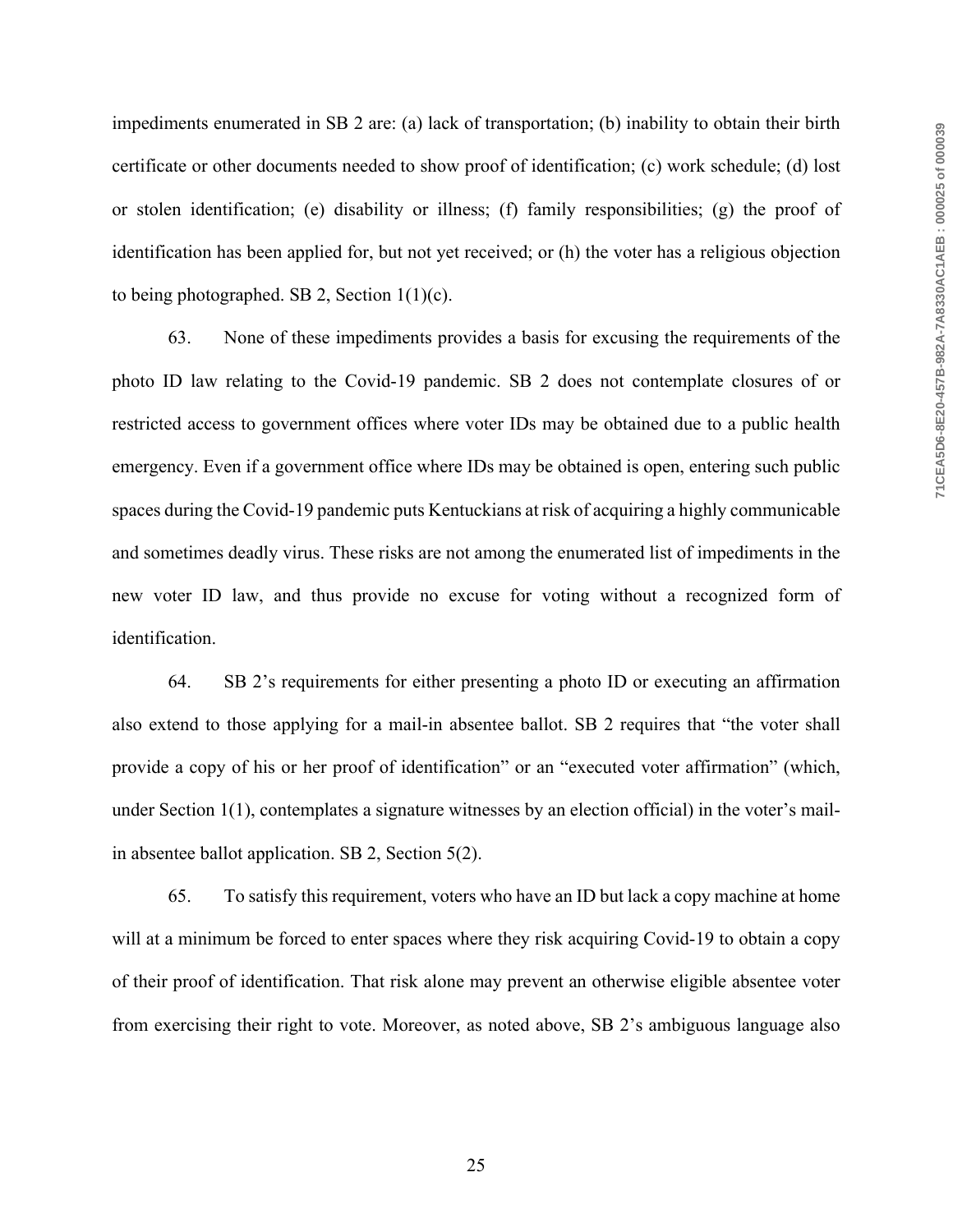impediments enumerated in SB 2 are: (a) lack of transportation; (b) inability to obtain their birth certificate or other documents needed to show proof of identification; (c) work schedule; (d) lost or stolen identification; (e) disability or illness; (f) family responsibilities; (g) the proof of identification has been applied for, but not yet received; or (h) the voter has a religious objection to being photographed. SB 2, Section 1(1)(c).

63. None of these impediments provides a basis for excusing the requirements of the photo ID law relating to the Covid-19 pandemic. SB 2 does not contemplate closures of or restricted access to government offices where voter IDs may be obtained due to a public health emergency. Even if a government office where IDs may be obtained is open, entering such public spaces during the Covid-19 pandemic puts Kentuckians at risk of acquiring a highly communicable and sometimes deadly virus. These risks are not among the enumerated list of impediments in the new voter ID law, and thus provide no excuse for voting without a recognized form of identification.

64. SB 2's requirements for either presenting a photo ID or executing an affirmation also extend to those applying for a mail-in absentee ballot. SB 2 requires that "the voter shall provide a copy of his or her proof of identification" or an "executed voter affirmation" (which, under Section 1(1), contemplates a signature witnesses by an election official) in the voter's mail-in absentee ballot application. SB 2, Section 5(2).

65. To satisfy this requirement, voters who have an ID but lack a copy machine at home will at a minimum be forced to enter spaces where they risk acquiring Covid-19 to obtain a copy of their proof of identification. That risk alone may prevent an otherwise eligible absentee voter from exercising their right to vote. Moreover, as noted above, SB 2's ambiguous language also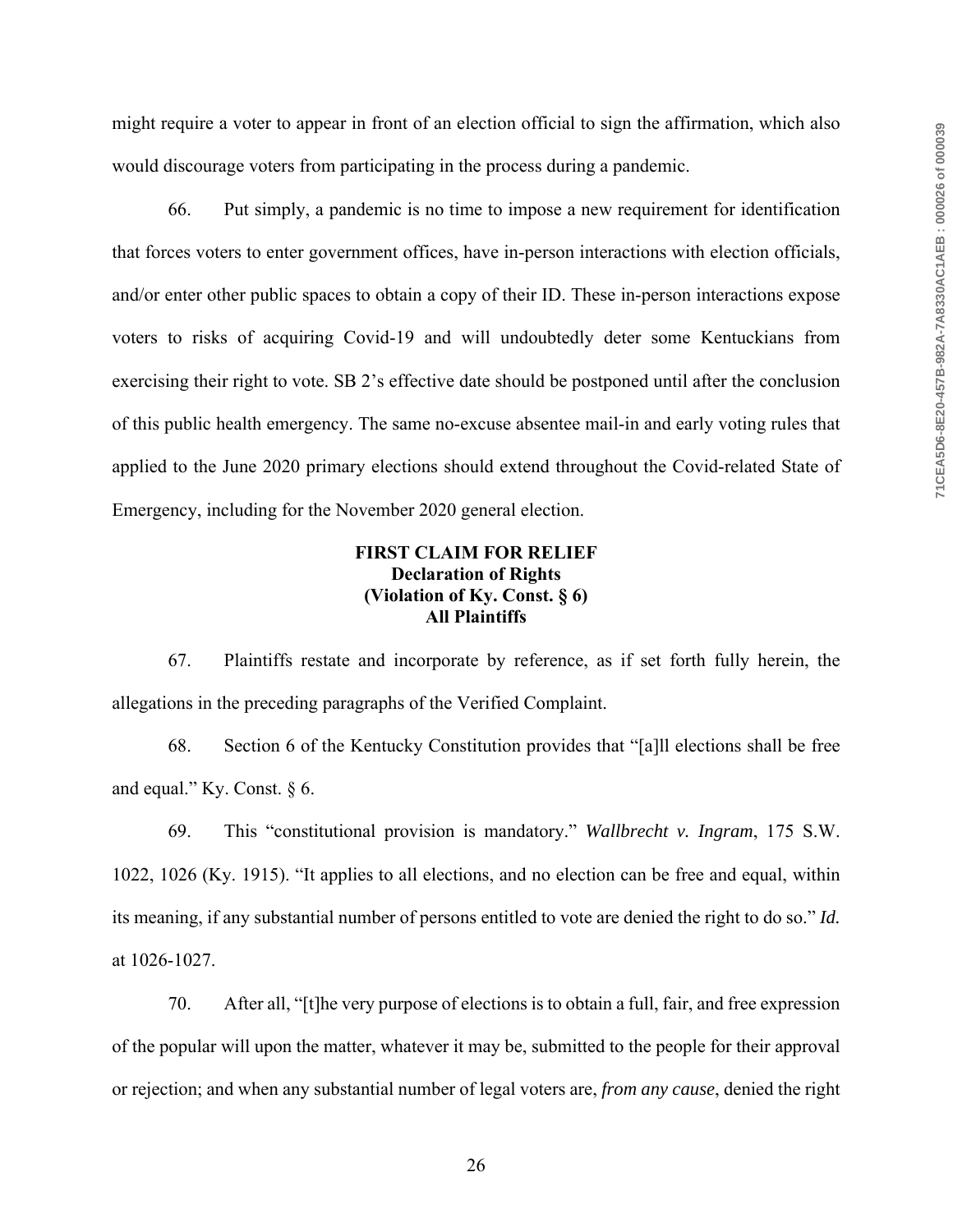might require a voter to appear in front of an election official to sign the affirmation, which also would discourage voters from participating in the process during a pandemic.

66. Put simply, a pandemic is no time to impose a new requirement for identification that forces voters to enter government offices, have in-person interactions with election officials, and/or enter other public spaces to obtain a copy of their ID. These in-person interactions expose voters to risks of acquiring Covid-19 and will undoubtedly deter some Kentuckians from exercising their right to vote. SB 2's effective date should be postponed until after the conclusion of this public health emergency. The same no-excuse absentee mail-in and early voting rules that applied to the June 2020 primary elections should extend throughout the Covid-related State of Emergency, including for the November 2020 general election.

**FIRST CLAIM FOR RELIEF**
**Declaration of Rights**
**(Violation of Ky. Const. § 6)**
**All Plaintiffs**

67. Plaintiffs restate and incorporate by reference, as if set forth fully herein, the allegations in the preceding paragraphs of the Verified Complaint.

68. Section 6 of the Kentucky Constitution provides that "[a]ll elections shall be free and equal." Ky. Const. § 6.

69. This "constitutional provision is mandatory." *Wallbrecht v. Ingram*, 175 S.W. 1022, 1026 (Ky. 1915). "It applies to all elections, and no election can be free and equal, within its meaning, if any substantial number of persons entitled to vote are denied the right to do so." *Id.* at 1026-1027.

70. After all, "[t]he very purpose of elections is to obtain a full, fair, and free expression of the popular will upon the matter, whatever it may be, submitted to the people for their approval or rejection; and when any substantial number of legal voters are, *from any cause*, denied the right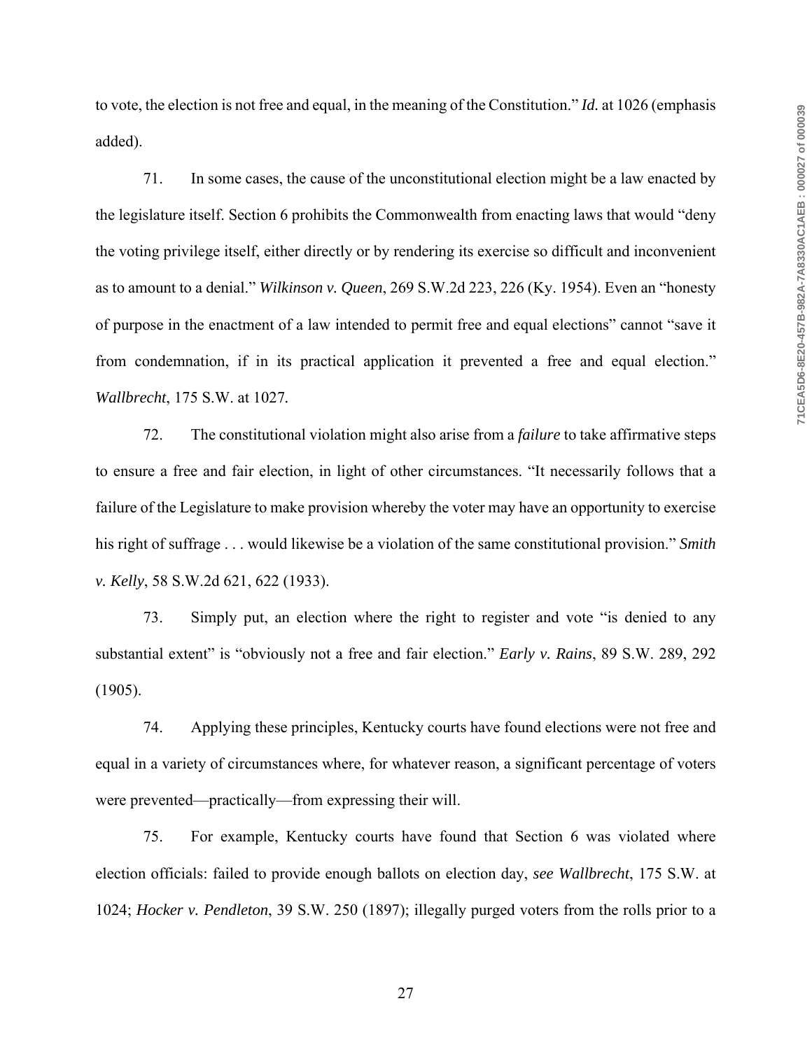to vote, the election is not free and equal, in the meaning of the Constitution." *Id.* at 1026 (emphasis added).

71. In some cases, the cause of the unconstitutional election might be a law enacted by the legislature itself. Section 6 prohibits the Commonwealth from enacting laws that would "deny the voting privilege itself, either directly or by rendering its exercise so difficult and inconvenient as to amount to a denial." *Wilkinson v. Queen*, 269 S.W.2d 223, 226 (Ky. 1954). Even an "honesty of purpose in the enactment of a law intended to permit free and equal elections" cannot "save it from condemnation, if in its practical application it prevented a free and equal election." *Wallbrecht*, 175 S.W. at 1027.

72. The constitutional violation might also arise from a *failure* to take affirmative steps to ensure a free and fair election, in light of other circumstances. "It necessarily follows that a failure of the Legislature to make provision whereby the voter may have an opportunity to exercise his right of suffrage . . . would likewise be a violation of the same constitutional provision." *Smith v. Kelly*, 58 S.W.2d 621, 622 (1933).

73. Simply put, an election where the right to register and vote "is denied to any substantial extent" is "obviously not a free and fair election." *Early v. Rains*, 89 S.W. 289, 292 (1905).

74. Applying these principles, Kentucky courts have found elections were not free and equal in a variety of circumstances where, for whatever reason, a significant percentage of voters were prevented—practically—from expressing their will.

75. For example, Kentucky courts have found that Section 6 was violated where election officials: failed to provide enough ballots on election day, *see Wallbrecht*, 175 S.W. at 1024; *Hocker v. Pendleton*, 39 S.W. 250 (1897); illegally purged voters from the rolls prior to a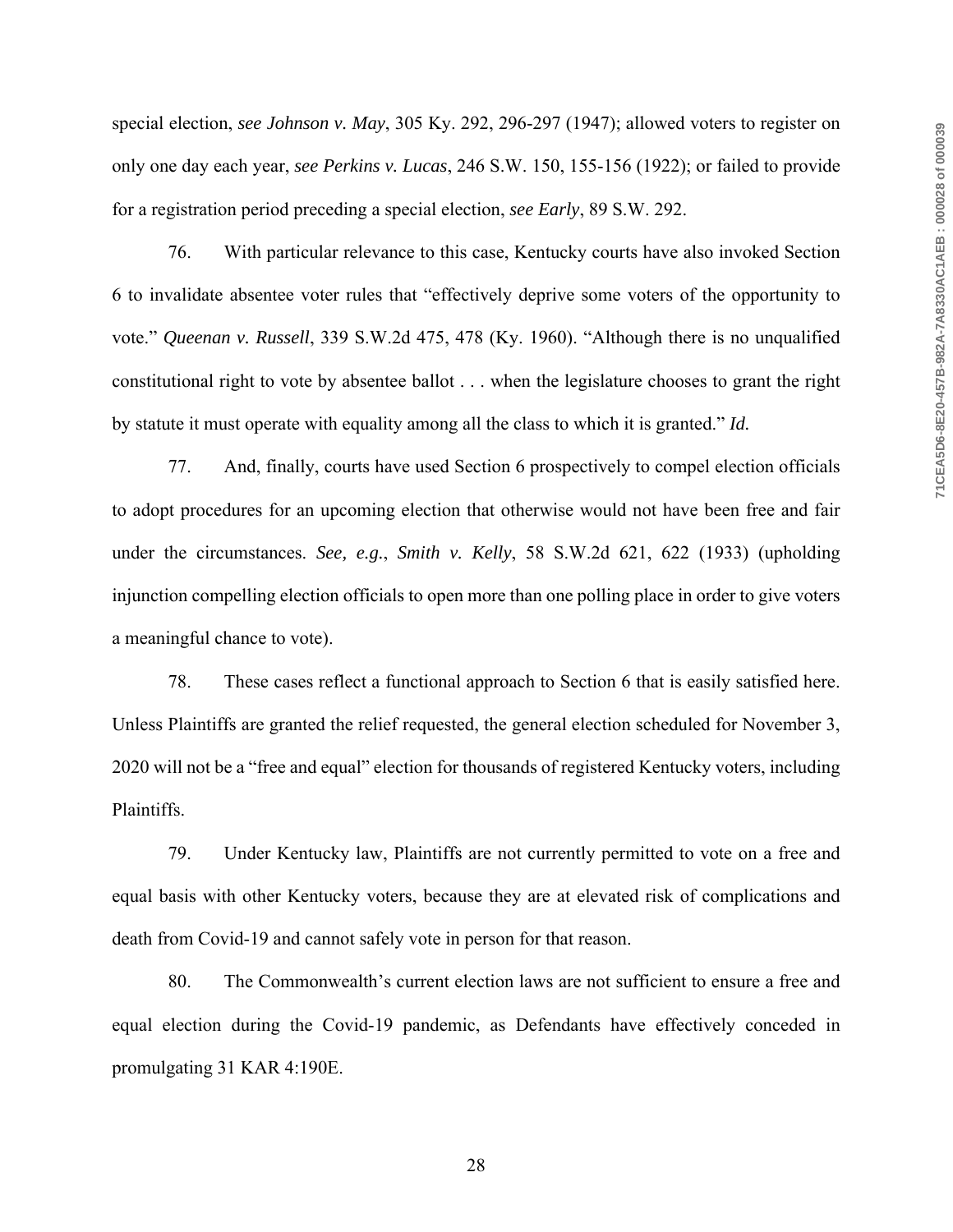special election, *see Johnson v. May*, 305 Ky. 292, 296-297 (1947); allowed voters to register on only one day each year, *see Perkins v. Lucas*, 246 S.W. 150, 155-156 (1922); or failed to provide for a registration period preceding a special election, *see Early*, 89 S.W. 292.

76. With particular relevance to this case, Kentucky courts have also invoked Section 6 to invalidate absentee voter rules that "effectively deprive some voters of the opportunity to vote." *Queenan v. Russell*, 339 S.W.2d 475, 478 (Ky. 1960). "Although there is no unqualified constitutional right to vote by absentee ballot . . . when the legislature chooses to grant the right by statute it must operate with equality among all the class to which it is granted." *Id.*

77. And, finally, courts have used Section 6 prospectively to compel election officials to adopt procedures for an upcoming election that otherwise would not have been free and fair under the circumstances. *See, e.g.*, *Smith v. Kelly*, 58 S.W.2d 621, 622 (1933) (upholding injunction compelling election officials to open more than one polling place in order to give voters a meaningful chance to vote).

78. These cases reflect a functional approach to Section 6 that is easily satisfied here. Unless Plaintiffs are granted the relief requested, the general election scheduled for November 3, 2020 will not be a "free and equal" election for thousands of registered Kentucky voters, including Plaintiffs.

79. Under Kentucky law, Plaintiffs are not currently permitted to vote on a free and equal basis with other Kentucky voters, because they are at elevated risk of complications and death from Covid-19 and cannot safely vote in person for that reason.

80. The Commonwealth's current election laws are not sufficient to ensure a free and equal election during the Covid-19 pandemic, as Defendants have effectively conceded in promulgating 31 KAR 4:190E.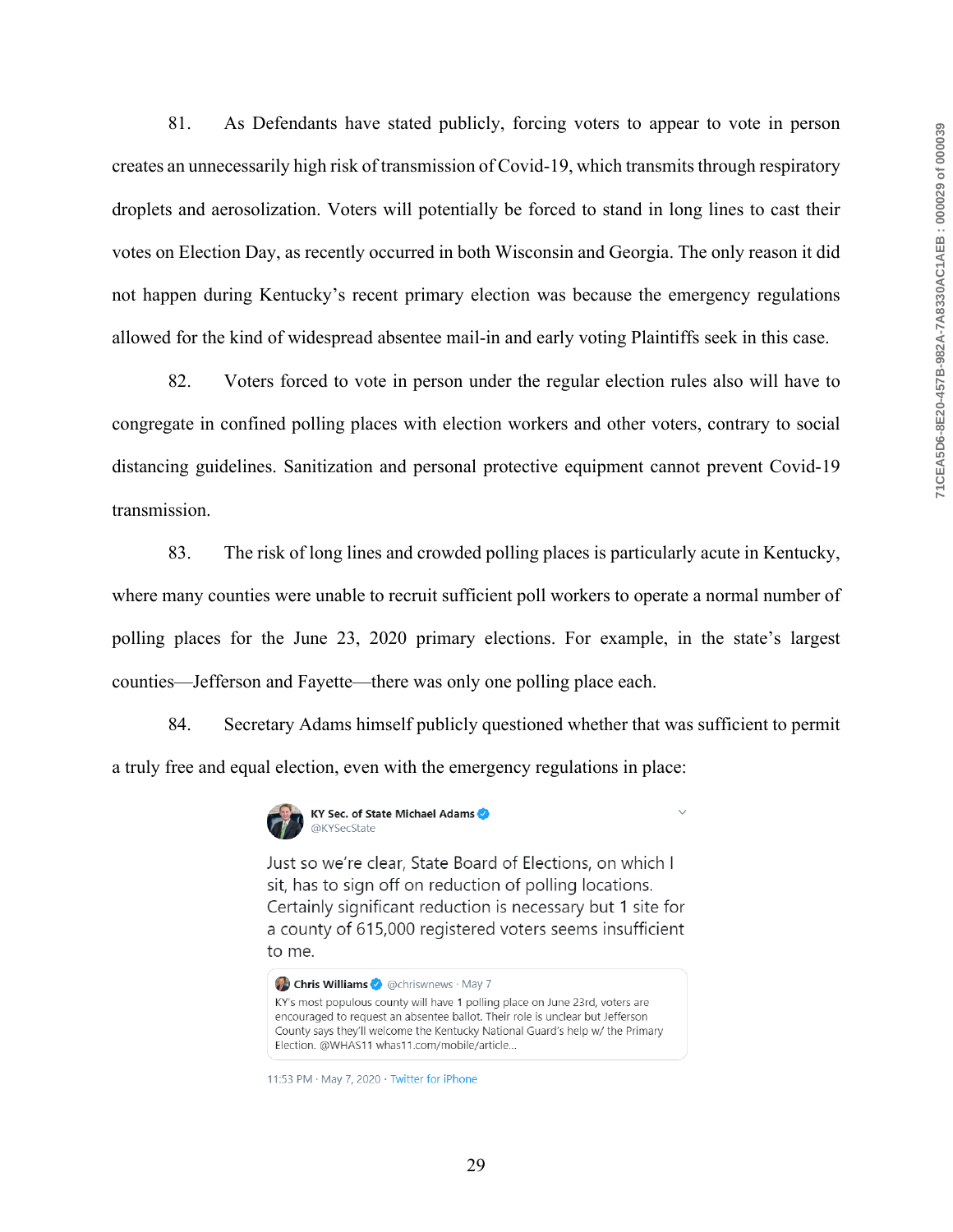81. As Defendants have stated publicly, forcing voters to appear to vote in person creates an unnecessarily high risk of transmission of Covid-19, which transmits through respiratory droplets and aerosolization. Voters will potentially be forced to stand in long lines to cast their votes on Election Day, as recently occurred in both Wisconsin and Georgia. The only reason it did not happen during Kentucky's recent primary election was because the emergency regulations allowed for the kind of widespread absentee mail-in and early voting Plaintiffs seek in this case.

82. Voters forced to vote in person under the regular election rules also will have to congregate in confined polling places with election workers and other voters, contrary to social distancing guidelines. Sanitization and personal protective equipment cannot prevent Covid-19 transmission.

83. The risk of long lines and crowded polling places is particularly acute in Kentucky, where many counties were unable to recruit sufficient poll workers to operate a normal number of polling places for the June 23, 2020 primary elections. For example, in the state's largest counties—Jefferson and Fayette—there was only one polling place each.

84. Secretary Adams himself publicly questioned whether that was sufficient to permit a truly free and equal election, even with the emergency regulations in place:

> **KY Sec. of State Michael Adams** @KYSecState
>
> Just so we're clear, State Board of Elections, on which I sit, has to sign off on reduction of polling locations. Certainly significant reduction is necessary but 1 site for a county of 615,000 registered voters seems insufficient to me.
>
> > **Chris Williams** @chriswnews · May 7
> >
> > KY's most populous county will have 1 polling place on June 23rd, voters are encouraged to request an absentee ballot. Their role is unclear but Jefferson County says they'll welcome the Kentucky National Guard's help w/ the Primary Election. @WHAS11 whas11.com/mobile/article...
>
> 11:53 PM · May 7, 2020 · Twitter for iPhone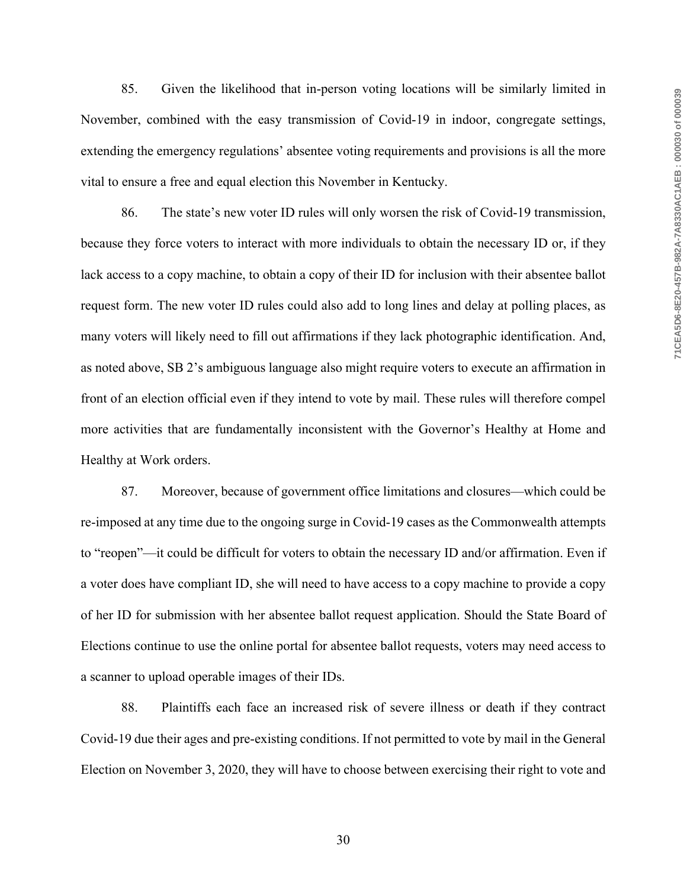85. Given the likelihood that in-person voting locations will be similarly limited in November, combined with the easy transmission of Covid-19 in indoor, congregate settings, extending the emergency regulations' absentee voting requirements and provisions is all the more vital to ensure a free and equal election this November in Kentucky.

86. The state's new voter ID rules will only worsen the risk of Covid-19 transmission, because they force voters to interact with more individuals to obtain the necessary ID or, if they lack access to a copy machine, to obtain a copy of their ID for inclusion with their absentee ballot request form. The new voter ID rules could also add to long lines and delay at polling places, as many voters will likely need to fill out affirmations if they lack photographic identification. And, as noted above, SB 2's ambiguous language also might require voters to execute an affirmation in front of an election official even if they intend to vote by mail. These rules will therefore compel more activities that are fundamentally inconsistent with the Governor's Healthy at Home and Healthy at Work orders.

87. Moreover, because of government office limitations and closures—which could be re-imposed at any time due to the ongoing surge in Covid-19 cases as the Commonwealth attempts to "reopen"—it could be difficult for voters to obtain the necessary ID and/or affirmation. Even if a voter does have compliant ID, she will need to have access to a copy machine to provide a copy of her ID for submission with her absentee ballot request application. Should the State Board of Elections continue to use the online portal for absentee ballot requests, voters may need access to a scanner to upload operable images of their IDs.

88. Plaintiffs each face an increased risk of severe illness or death if they contract Covid-19 due their ages and pre-existing conditions. If not permitted to vote by mail in the General Election on November 3, 2020, they will have to choose between exercising their right to vote and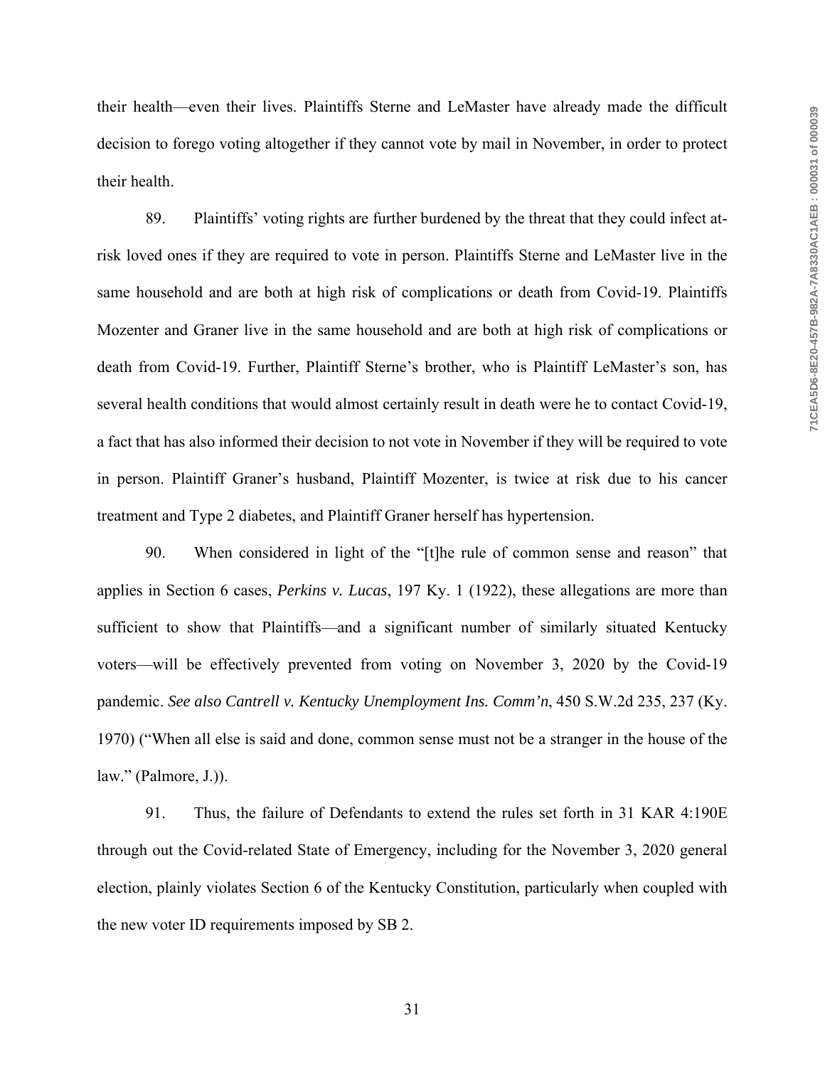their health—even their lives. Plaintiffs Sterne and LeMaster have already made the difficult decision to forego voting altogether if they cannot vote by mail in November, in order to protect their health.

89. Plaintiffs' voting rights are further burdened by the threat that they could infect at-risk loved ones if they are required to vote in person. Plaintiffs Sterne and LeMaster live in the same household and are both at high risk of complications or death from Covid-19. Plaintiffs Mozenter and Graner live in the same household and are both at high risk of complications or death from Covid-19. Further, Plaintiff Sterne's brother, who is Plaintiff LeMaster's son, has several health conditions that would almost certainly result in death were he to contact Covid-19, a fact that has also informed their decision to not vote in November if they will be required to vote in person. Plaintiff Graner's husband, Plaintiff Mozenter, is twice at risk due to his cancer treatment and Type 2 diabetes, and Plaintiff Graner herself has hypertension.

90. When considered in light of the "[t]he rule of common sense and reason" that applies in Section 6 cases, *Perkins v. Lucas*, 197 Ky. 1 (1922), these allegations are more than sufficient to show that Plaintiffs—and a significant number of similarly situated Kentucky voters—will be effectively prevented from voting on November 3, 2020 by the Covid-19 pandemic. *See also Cantrell v. Kentucky Unemployment Ins. Comm'n*, 450 S.W.2d 235, 237 (Ky. 1970) ("When all else is said and done, common sense must not be a stranger in the house of the law." (Palmore, J.)).

91. Thus, the failure of Defendants to extend the rules set forth in 31 KAR 4:190E through out the Covid-related State of Emergency, including for the November 3, 2020 general election, plainly violates Section 6 of the Kentucky Constitution, particularly when coupled with the new voter ID requirements imposed by SB 2.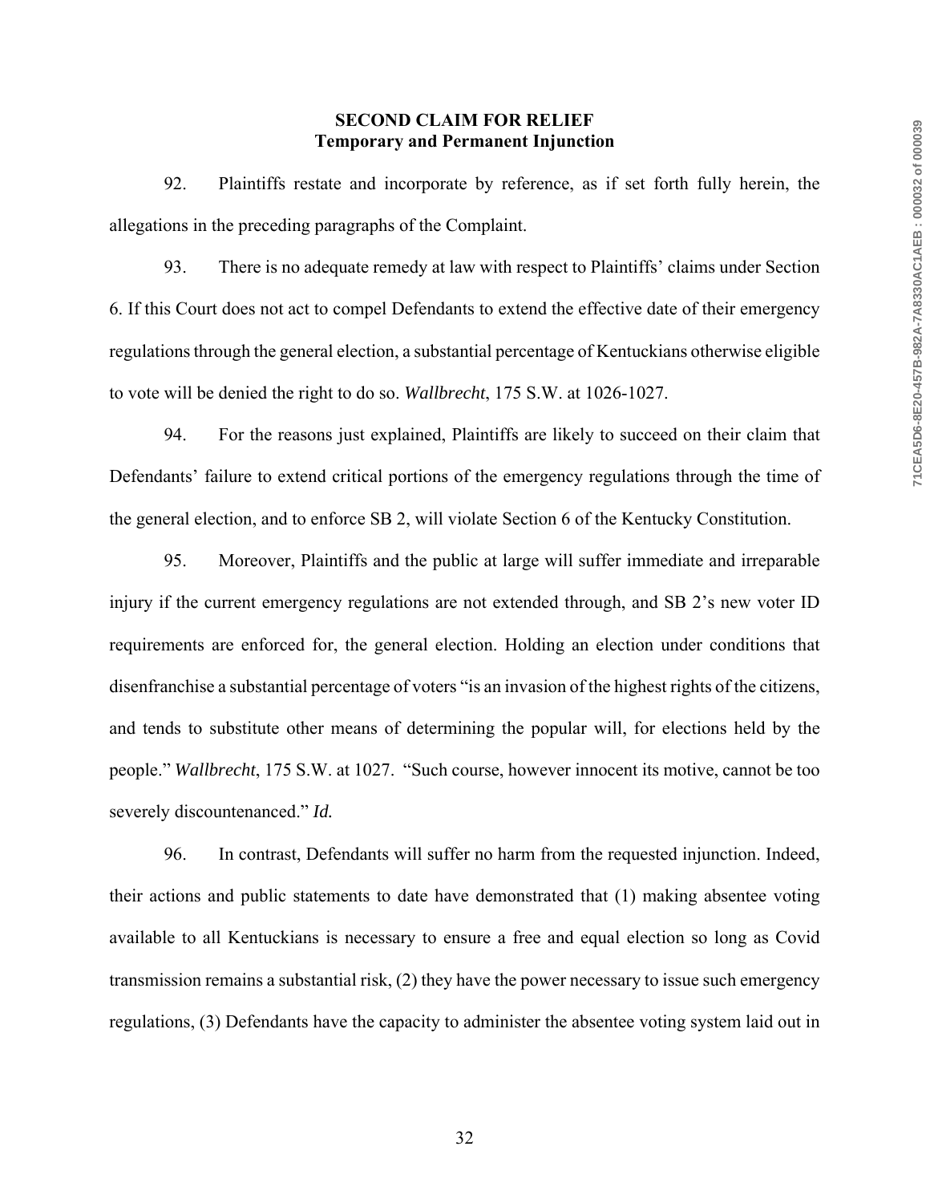**SECOND CLAIM FOR RELIEF**
**Temporary and Permanent Injunction**

92. Plaintiffs restate and incorporate by reference, as if set forth fully herein, the allegations in the preceding paragraphs of the Complaint.

93. There is no adequate remedy at law with respect to Plaintiffs' claims under Section 6. If this Court does not act to compel Defendants to extend the effective date of their emergency regulations through the general election, a substantial percentage of Kentuckians otherwise eligible to vote will be denied the right to do so. *Wallbrecht*, 175 S.W. at 1026-1027.

94. For the reasons just explained, Plaintiffs are likely to succeed on their claim that Defendants' failure to extend critical portions of the emergency regulations through the time of the general election, and to enforce SB 2, will violate Section 6 of the Kentucky Constitution.

95. Moreover, Plaintiffs and the public at large will suffer immediate and irreparable injury if the current emergency regulations are not extended through, and SB 2's new voter ID requirements are enforced for, the general election. Holding an election under conditions that disenfranchise a substantial percentage of voters "is an invasion of the highest rights of the citizens, and tends to substitute other means of determining the popular will, for elections held by the people." *Wallbrecht*, 175 S.W. at 1027. "Such course, however innocent its motive, cannot be too severely discountenanced." *Id.*

96. In contrast, Defendants will suffer no harm from the requested injunction. Indeed, their actions and public statements to date have demonstrated that (1) making absentee voting available to all Kentuckians is necessary to ensure a free and equal election so long as Covid transmission remains a substantial risk, (2) they have the power necessary to issue such emergency regulations, (3) Defendants have the capacity to administer the absentee voting system laid out in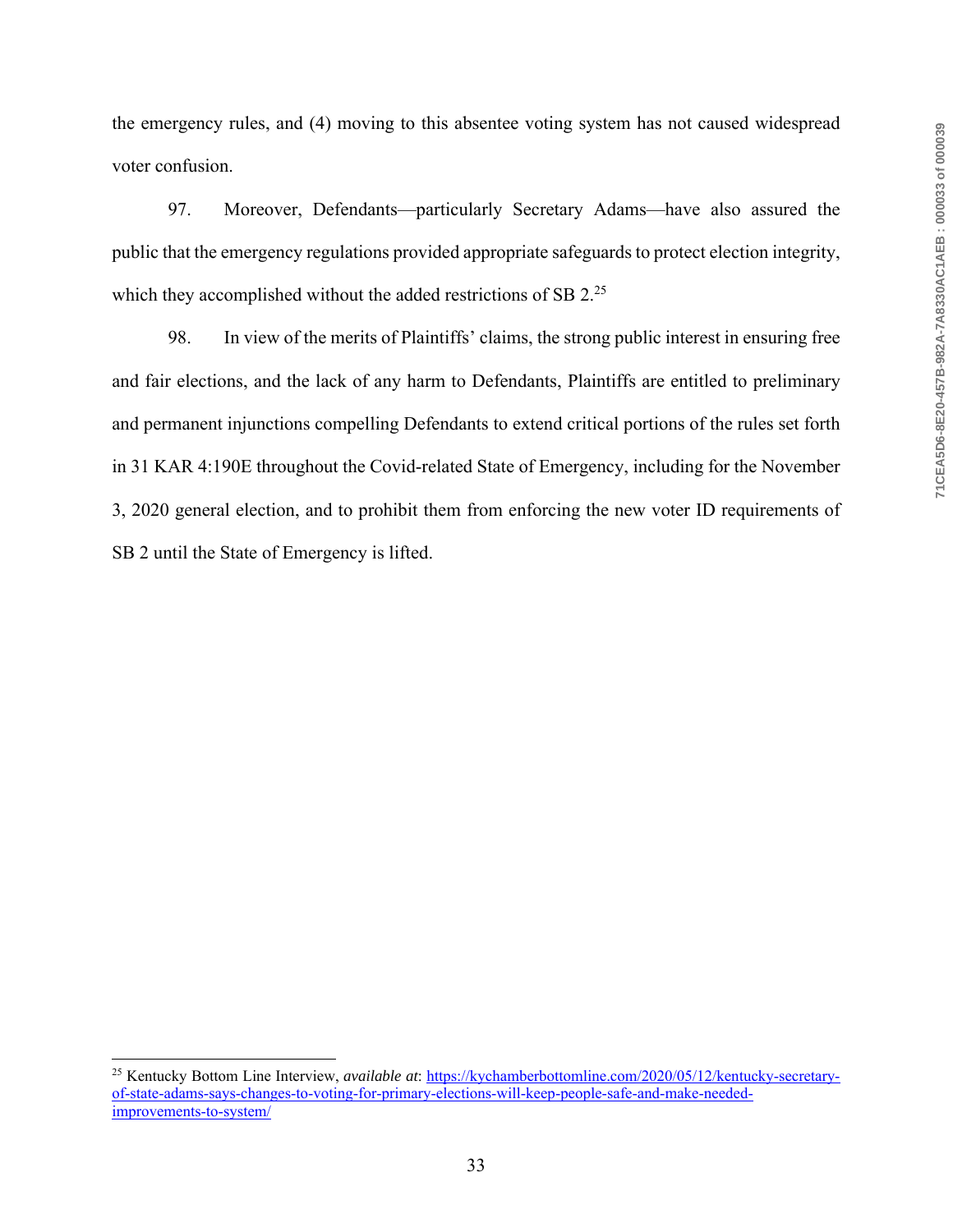the emergency rules, and (4) moving to this absentee voting system has not caused widespread voter confusion.

97. Moreover, Defendants—particularly Secretary Adams—have also assured the public that the emergency regulations provided appropriate safeguards to protect election integrity, which they accomplished without the added restrictions of SB 2.[25]

98. In view of the merits of Plaintiffs' claims, the strong public interest in ensuring free and fair elections, and the lack of any harm to Defendants, Plaintiffs are entitled to preliminary and permanent injunctions compelling Defendants to extend critical portions of the rules set forth in 31 KAR 4:190E throughout the Covid-related State of Emergency, including for the November 3, 2020 general election, and to prohibit them from enforcing the new voter ID requirements of SB 2 until the State of Emergency is lifted.

---

[25] Kentucky Bottom Line Interview, *available at*: https://kychamberbottomline.com/2020/05/12/kentucky-secretary-of-state-adams-says-changes-to-voting-for-primary-elections-will-keep-people-safe-and-make-needed-improvements-to-system/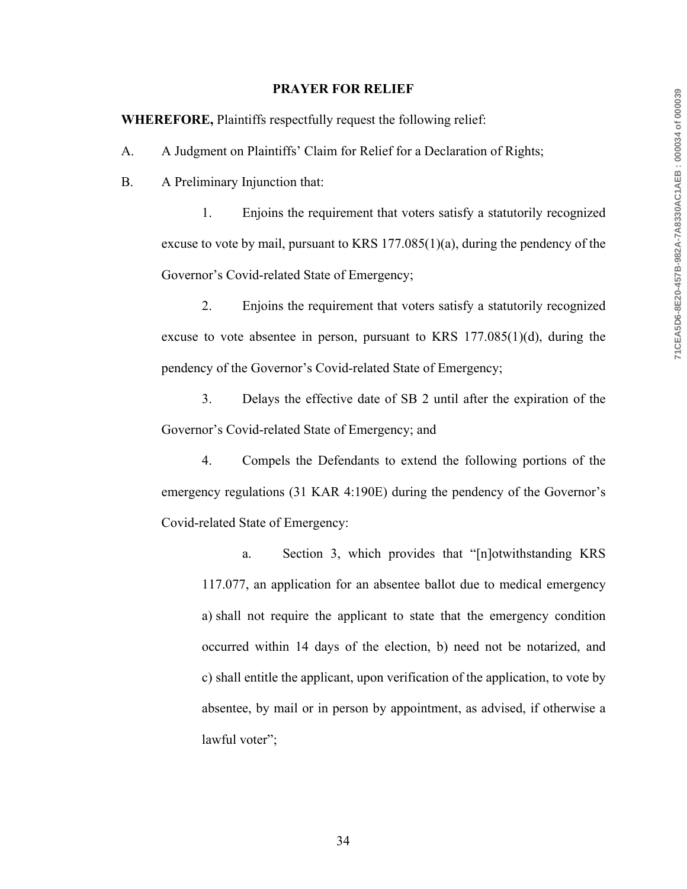**PRAYER FOR RELIEF**

**WHEREFORE,** Plaintiffs respectfully request the following relief:

A. A Judgment on Plaintiffs' Claim for Relief for a Declaration of Rights;

B. A Preliminary Injunction that:

1. Enjoins the requirement that voters satisfy a statutorily recognized excuse to vote by mail, pursuant to KRS 177.085(1)(a), during the pendency of the Governor's Covid-related State of Emergency;

2. Enjoins the requirement that voters satisfy a statutorily recognized excuse to vote absentee in person, pursuant to KRS 177.085(1)(d), during the pendency of the Governor's Covid-related State of Emergency;

3. Delays the effective date of SB 2 until after the expiration of the Governor's Covid-related State of Emergency; and

4. Compels the Defendants to extend the following portions of the emergency regulations (31 KAR 4:190E) during the pendency of the Governor's Covid-related State of Emergency:

a. Section 3, which provides that "[n]otwithstanding KRS 117.077, an application for an absentee ballot due to medical emergency a) shall not require the applicant to state that the emergency condition occurred within 14 days of the election, b) need not be notarized, and c) shall entitle the applicant, upon verification of the application, to vote by absentee, by mail or in person by appointment, as advised, if otherwise a lawful voter";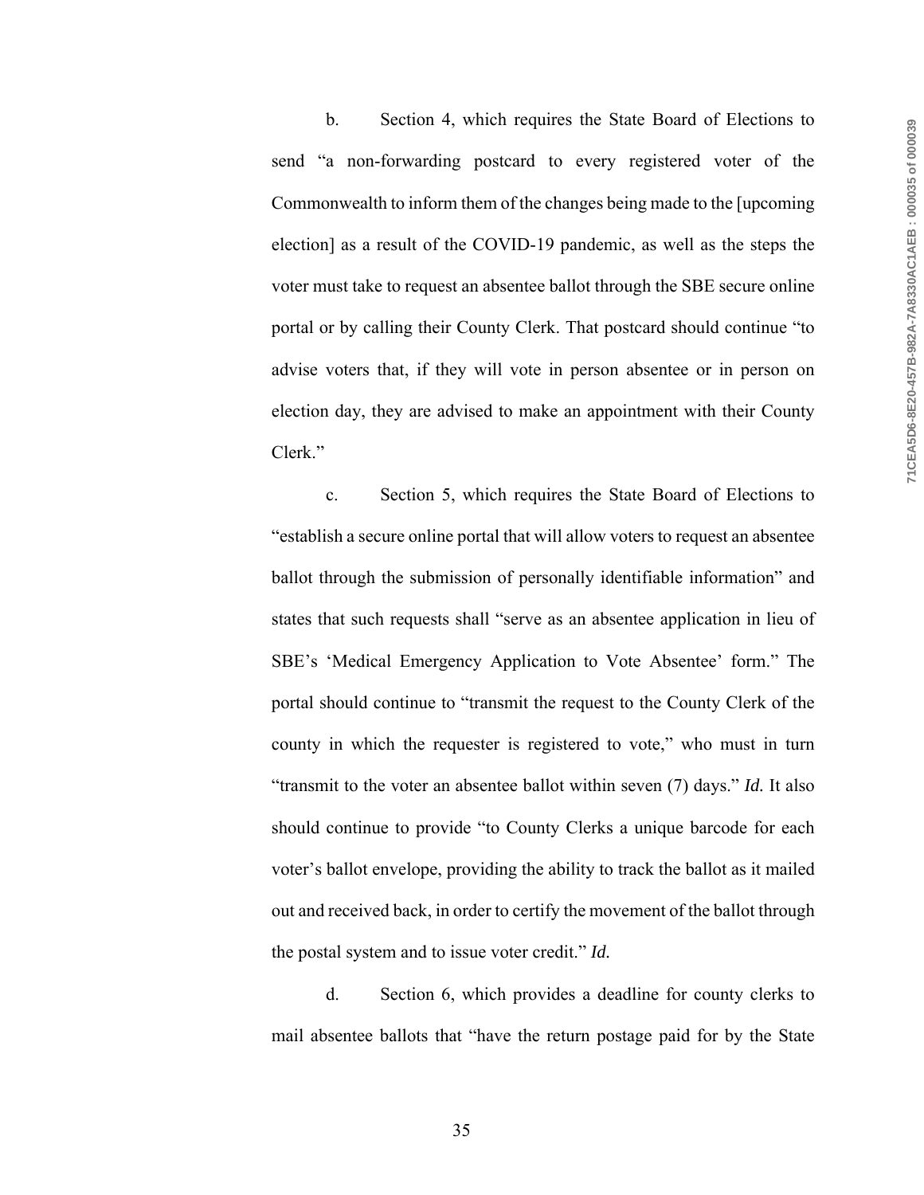b. Section 4, which requires the State Board of Elections to send "a non-forwarding postcard to every registered voter of the Commonwealth to inform them of the changes being made to the [upcoming election] as a result of the COVID-19 pandemic, as well as the steps the voter must take to request an absentee ballot through the SBE secure online portal or by calling their County Clerk. That postcard should continue "to advise voters that, if they will vote in person absentee or in person on election day, they are advised to make an appointment with their County Clerk."

c. Section 5, which requires the State Board of Elections to "establish a secure online portal that will allow voters to request an absentee ballot through the submission of personally identifiable information" and states that such requests shall "serve as an absentee application in lieu of SBE's 'Medical Emergency Application to Vote Absentee' form." The portal should continue to "transmit the request to the County Clerk of the county in which the requester is registered to vote," who must in turn "transmit to the voter an absentee ballot within seven (7) days." *Id.* It also should continue to provide "to County Clerks a unique barcode for each voter's ballot envelope, providing the ability to track the ballot as it mailed out and received back, in order to certify the movement of the ballot through the postal system and to issue voter credit." *Id.*

d. Section 6, which provides a deadline for county clerks to mail absentee ballots that "have the return postage paid for by the State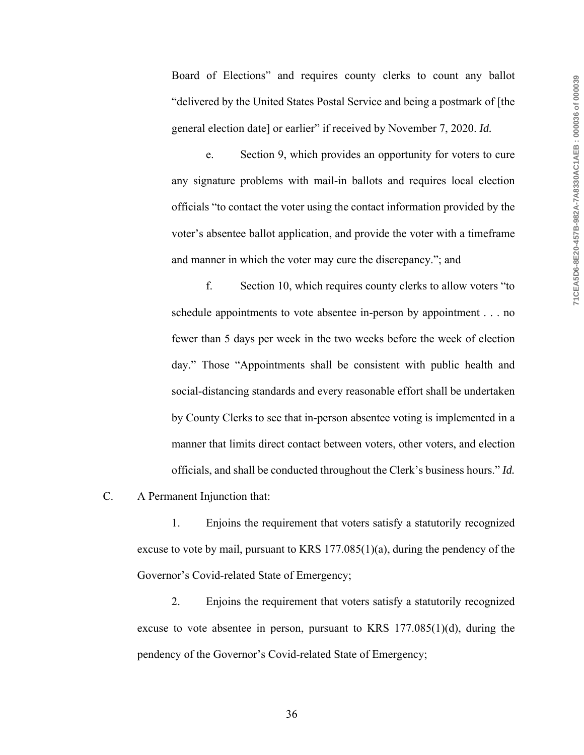Board of Elections" and requires county clerks to count any ballot "delivered by the United States Postal Service and being a postmark of [the general election date] or earlier" if received by November 7, 2020. *Id.*

e. Section 9, which provides an opportunity for voters to cure any signature problems with mail-in ballots and requires local election officials "to contact the voter using the contact information provided by the voter's absentee ballot application, and provide the voter with a timeframe and manner in which the voter may cure the discrepancy."; and

f. Section 10, which requires county clerks to allow voters "to schedule appointments to vote absentee in-person by appointment . . . no fewer than 5 days per week in the two weeks before the week of election day." Those "Appointments shall be consistent with public health and social-distancing standards and every reasonable effort shall be undertaken by County Clerks to see that in-person absentee voting is implemented in a manner that limits direct contact between voters, other voters, and election officials, and shall be conducted throughout the Clerk's business hours." *Id.*

C. A Permanent Injunction that:

1. Enjoins the requirement that voters satisfy a statutorily recognized excuse to vote by mail, pursuant to KRS 177.085(1)(a), during the pendency of the Governor's Covid-related State of Emergency;

2. Enjoins the requirement that voters satisfy a statutorily recognized excuse to vote absentee in person, pursuant to KRS 177.085(1)(d), during the pendency of the Governor's Covid-related State of Emergency;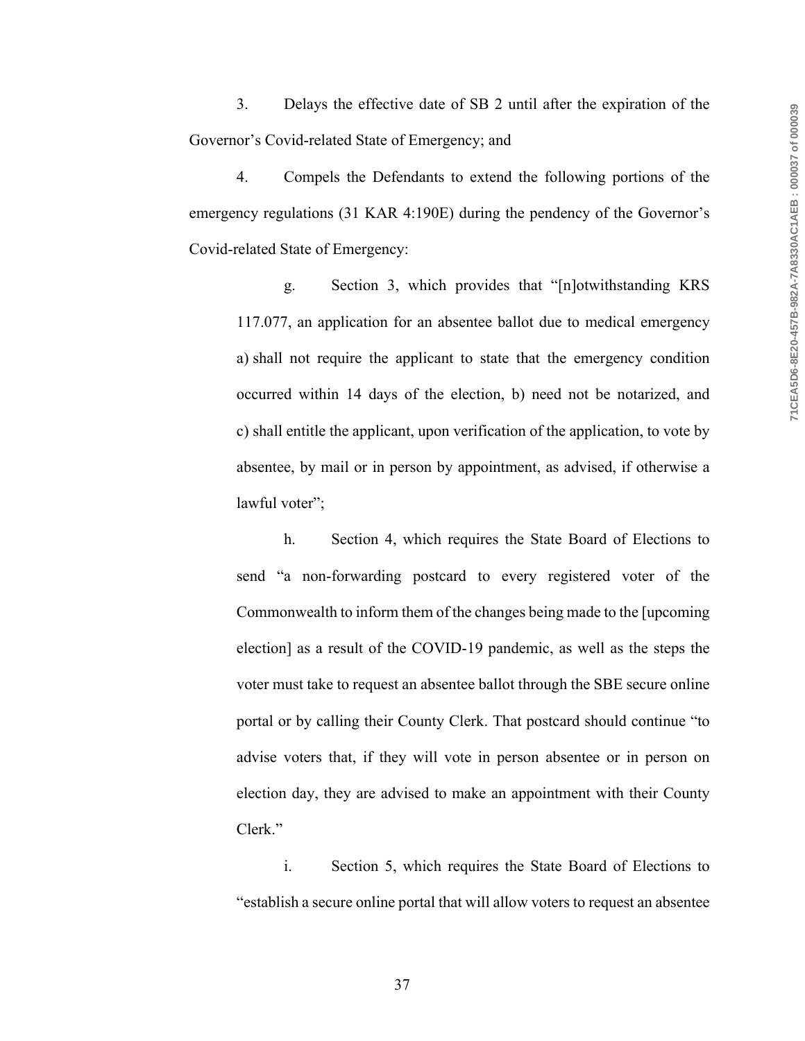3. Delays the effective date of SB 2 until after the expiration of the Governor's Covid-related State of Emergency; and

4. Compels the Defendants to extend the following portions of the emergency regulations (31 KAR 4:190E) during the pendency of the Governor's Covid-related State of Emergency:

> g. Section 3, which provides that "[n]otwithstanding KRS 117.077, an application for an absentee ballot due to medical emergency a) shall not require the applicant to state that the emergency condition occurred within 14 days of the election, b) need not be notarized, and c) shall entitle the applicant, upon verification of the application, to vote by absentee, by mail or in person by appointment, as advised, if otherwise a lawful voter";
>
> h. Section 4, which requires the State Board of Elections to send "a non-forwarding postcard to every registered voter of the Commonwealth to inform them of the changes being made to the [upcoming election] as a result of the COVID-19 pandemic, as well as the steps the voter must take to request an absentee ballot through the SBE secure online portal or by calling their County Clerk. That postcard should continue "to advise voters that, if they will vote in person absentee or in person on election day, they are advised to make an appointment with their County Clerk."
>
> i. Section 5, which requires the State Board of Elections to "establish a secure online portal that will allow voters to request an absentee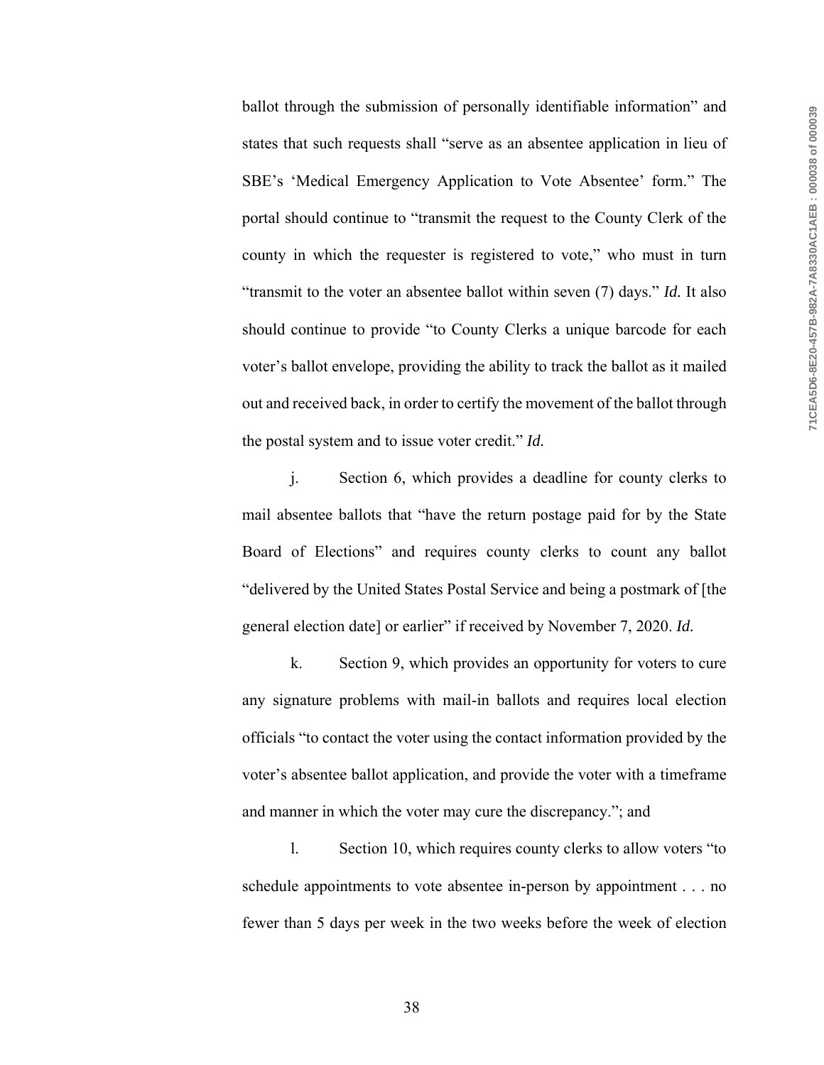ballot through the submission of personally identifiable information" and states that such requests shall "serve as an absentee application in lieu of SBE's 'Medical Emergency Application to Vote Absentee' form." The portal should continue to "transmit the request to the County Clerk of the county in which the requester is registered to vote," who must in turn "transmit to the voter an absentee ballot within seven (7) days." *Id.* It also should continue to provide "to County Clerks a unique barcode for each voter's ballot envelope, providing the ability to track the ballot as it mailed out and received back, in order to certify the movement of the ballot through the postal system and to issue voter credit." *Id.*

j. Section 6, which provides a deadline for county clerks to mail absentee ballots that "have the return postage paid for by the State Board of Elections" and requires county clerks to count any ballot "delivered by the United States Postal Service and being a postmark of [the general election date] or earlier" if received by November 7, 2020. *Id.*

k. Section 9, which provides an opportunity for voters to cure any signature problems with mail-in ballots and requires local election officials "to contact the voter using the contact information provided by the voter's absentee ballot application, and provide the voter with a timeframe and manner in which the voter may cure the discrepancy."; and

l. Section 10, which requires county clerks to allow voters "to schedule appointments to vote absentee in-person by appointment . . . no fewer than 5 days per week in the two weeks before the week of election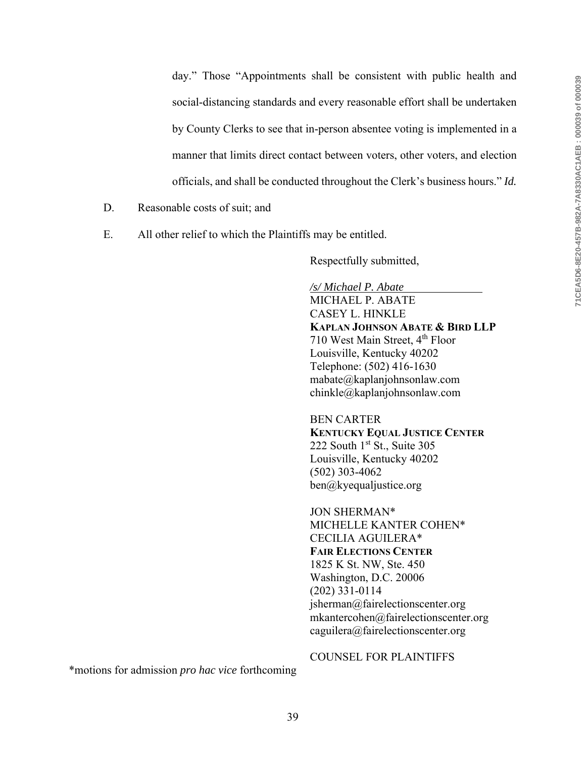day." Those "Appointments shall be consistent with public health and social-distancing standards and every reasonable effort shall be undertaken by County Clerks to see that in-person absentee voting is implemented in a manner that limits direct contact between voters, other voters, and election officials, and shall be conducted throughout the Clerk's business hours." *Id.*

D. Reasonable costs of suit; and

E. All other relief to which the Plaintiffs may be entitled.

Respectfully submitted,

*/s/ Michael P. Abate*
MICHAEL P. ABATE
CASEY L. HINKLE
**KAPLAN JOHNSON ABATE & BIRD LLP**
710 West Main Street, 4th Floor
Louisville, Kentucky 40202
Telephone: (502) 416-1630
mabate@kaplanjohnsonlaw.com
chinkle@kaplanjohnsonlaw.com

BEN CARTER
**KENTUCKY EQUAL JUSTICE CENTER**
222 South 1st St., Suite 305
Louisville, Kentucky 40202
(502) 303-4062
ben@kyequaljustice.org

JON SHERMAN*
MICHELLE KANTER COHEN*
CECILIA AGUILERA*
**FAIR ELECTIONS CENTER**
1825 K St. NW, Ste. 450
Washington, D.C. 20006
(202) 331-0114
jsherman@fairelectionscenter.org
mkantercohen@fairelectionscenter.org
caguilera@fairelectionscenter.org

COUNSEL FOR PLAINTIFFS

*motions for admission *pro hac vice* forthcoming